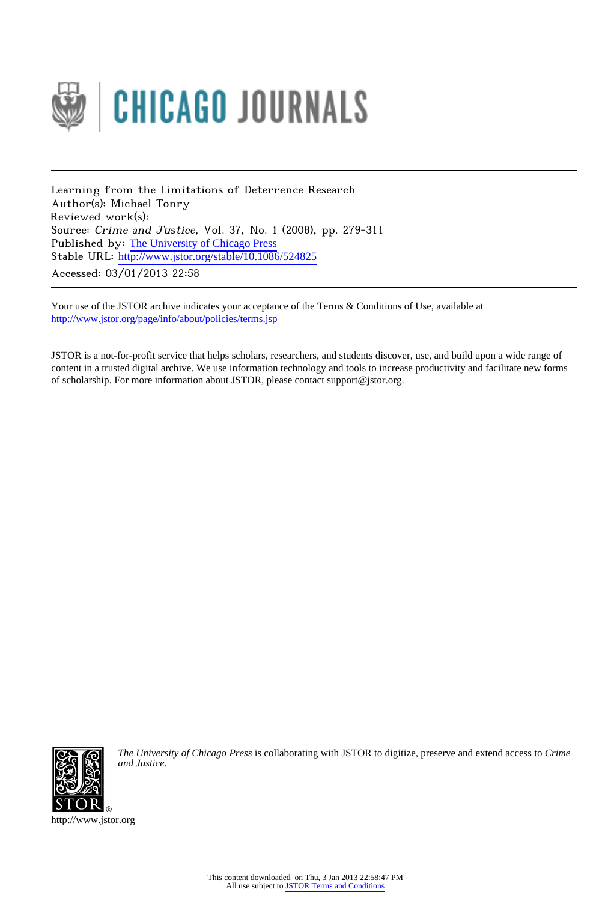CHICAGO JOURNALS

---

Learning from the Limitations of Deterrence Research
Author(s): Michael Tonry
Reviewed work(s):
Source: *Crime and Justice*, Vol. 37, No. 1 (2008), pp. 279-311
Published by: The University of Chicago Press
Stable URL: http://www.jstor.org/stable/10.1086/524825
Accessed: 03/01/2013 22:58

---

Your use of the JSTOR archive indicates your acceptance of the Terms & Conditions of Use, available at
http://www.jstor.org/page/info/about/policies/terms.jsp

JSTOR is a not-for-profit service that helps scholars, researchers, and students discover, use, and build upon a wide range of content in a trusted digital archive. We use information technology and tools to increase productivity and facilitate new forms of scholarship. For more information about JSTOR, please contact support@jstor.org.

*The University of Chicago Press* is collaborating with JSTOR to digitize, preserve and extend access to *Crime and Justice.*

http://www.jstor.org

This content downloaded on Thu, 3 Jan 2013 22:58:47 PM
All use subject to JSTOR Terms and Conditions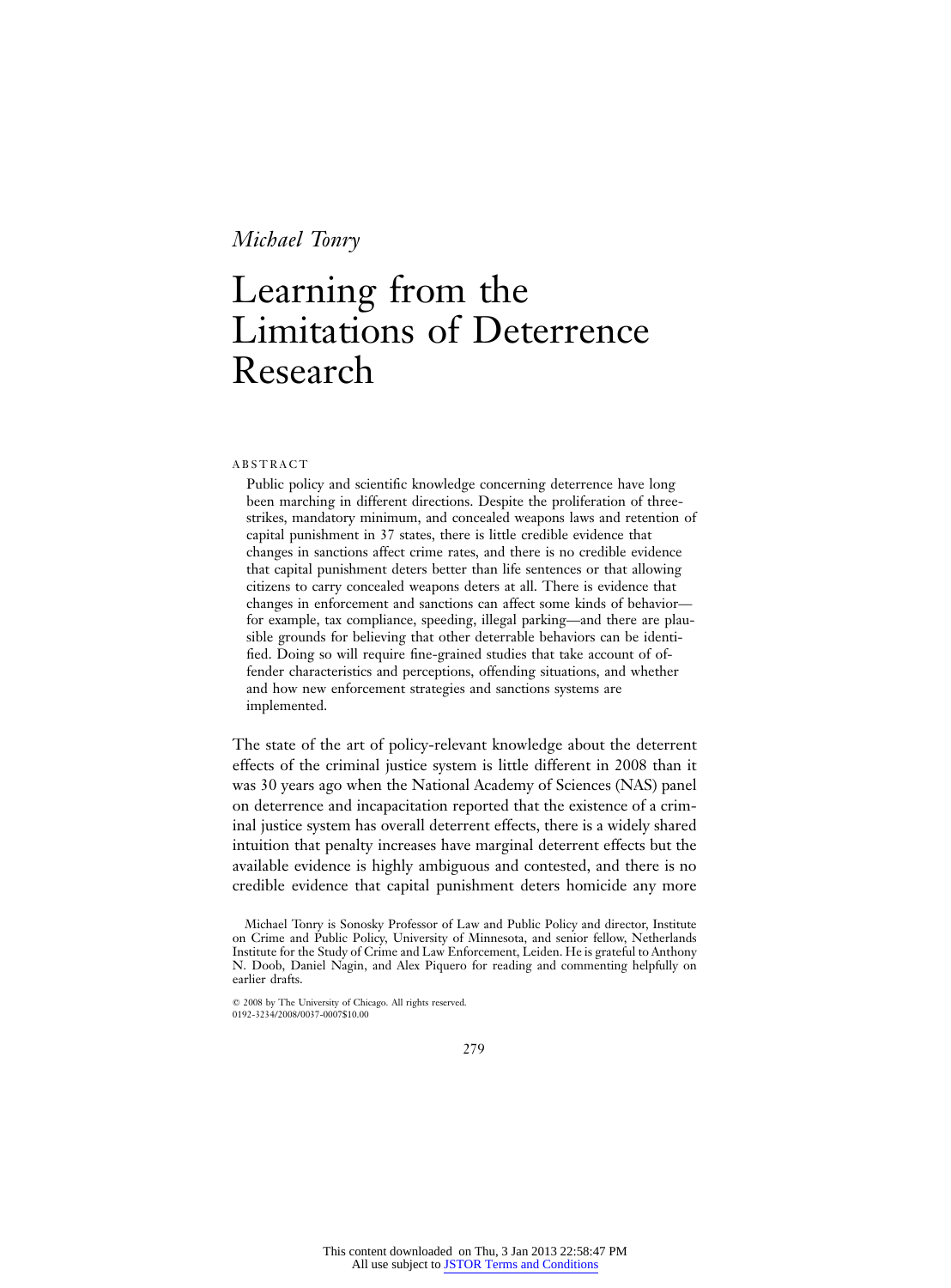*Michael Tonry*

# Learning from the Limitations of Deterrence Research

ABSTRACT

Public policy and scientific knowledge concerning deterrence have long been marching in different directions. Despite the proliferation of three-strikes, mandatory minimum, and concealed weapons laws and retention of capital punishment in 37 states, there is little credible evidence that changes in sanctions affect crime rates, and there is no credible evidence that capital punishment deters better than life sentences or that allowing citizens to carry concealed weapons deters at all. There is evidence that changes in enforcement and sanctions can affect some kinds of behavior—for example, tax compliance, speeding, illegal parking—and there are plausible grounds for believing that other deterrable behaviors can be identified. Doing so will require fine-grained studies that take account of offender characteristics and perceptions, offending situations, and whether and how new enforcement strategies and sanctions systems are implemented.

The state of the art of policy-relevant knowledge about the deterrent effects of the criminal justice system is little different in 2008 than it was 30 years ago when the National Academy of Sciences (NAS) panel on deterrence and incapacitation reported that the existence of a criminal justice system has overall deterrent effects, there is a widely shared intuition that penalty increases have marginal deterrent effects but the available evidence is highly ambiguous and contested, and there is no credible evidence that capital punishment deters homicide any more

Michael Tonry is Sonosky Professor of Law and Public Policy and director, Institute on Crime and Public Policy, University of Minnesota, and senior fellow, Netherlands Institute for the Study of Crime and Law Enforcement, Leiden. He is grateful to Anthony N. Doob, Daniel Nagin, and Alex Piquero for reading and commenting helpfully on earlier drafts.

© 2008 by The University of Chicago. All rights reserved.
0192-3234/2008/0037-0007$10.00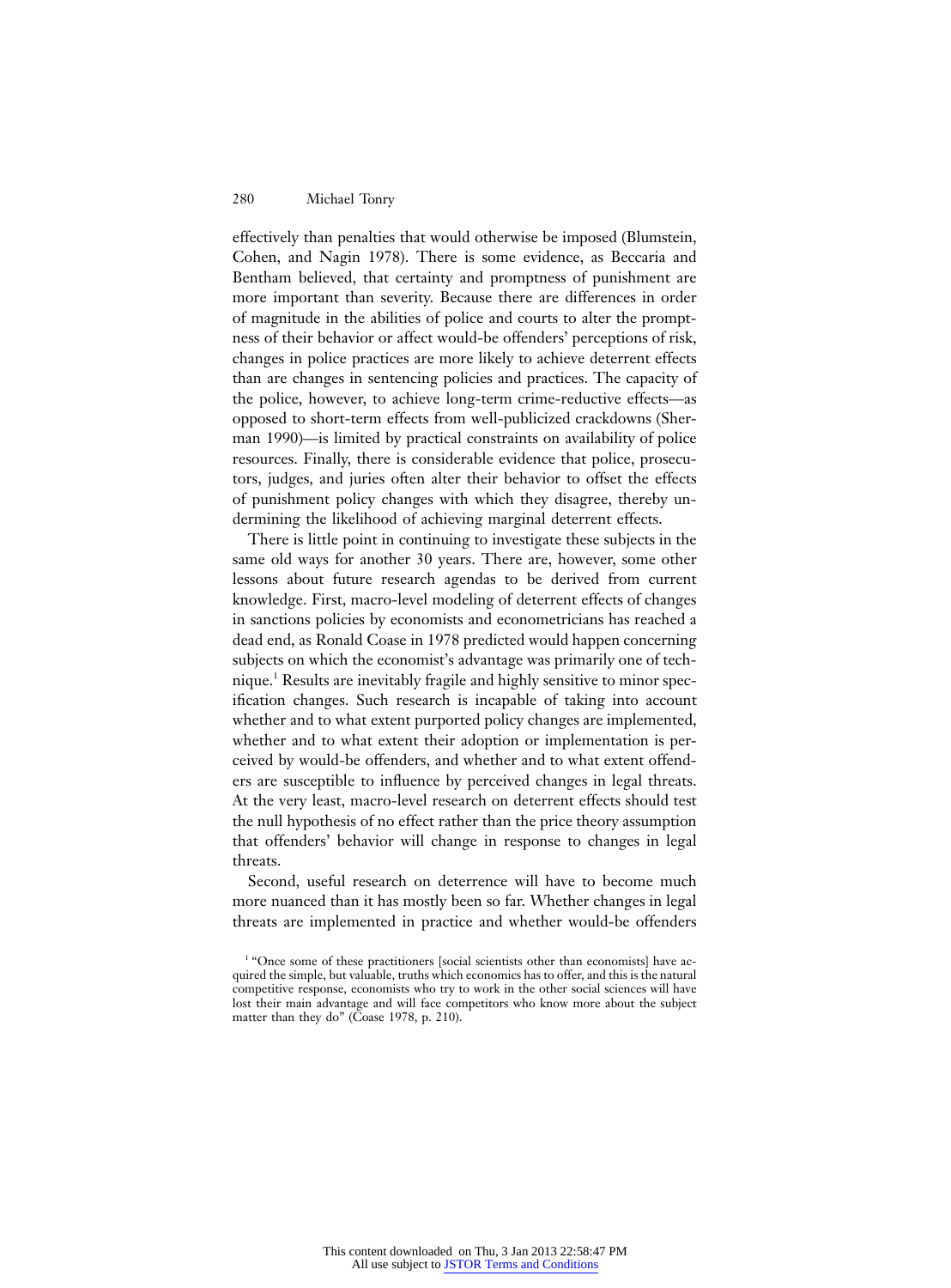effectively than penalties that would otherwise be imposed (Blumstein, Cohen, and Nagin 1978). There is some evidence, as Beccaria and Bentham believed, that certainty and promptness of punishment are more important than severity. Because there are differences in order of magnitude in the abilities of police and courts to alter the promptness of their behavior or affect would-be offenders' perceptions of risk, changes in police practices are more likely to achieve deterrent effects than are changes in sentencing policies and practices. The capacity of the police, however, to achieve long-term crime-reductive effects—as opposed to short-term effects from well-publicized crackdowns (Sherman 1990)—is limited by practical constraints on availability of police resources. Finally, there is considerable evidence that police, prosecutors, judges, and juries often alter their behavior to offset the effects of punishment policy changes with which they disagree, thereby undermining the likelihood of achieving marginal deterrent effects.

There is little point in continuing to investigate these subjects in the same old ways for another 30 years. There are, however, some other lessons about future research agendas to be derived from current knowledge. First, macro-level modeling of deterrent effects of changes in sanctions policies by economists and econometricians has reached a dead end, as Ronald Coase in 1978 predicted would happen concerning subjects on which the economist's advantage was primarily one of technique.[1] Results are inevitably fragile and highly sensitive to minor specification changes. Such research is incapable of taking into account whether and to what extent purported policy changes are implemented, whether and to what extent their adoption or implementation is perceived by would-be offenders, and whether and to what extent offenders are susceptible to influence by perceived changes in legal threats. At the very least, macro-level research on deterrent effects should test the null hypothesis of no effect rather than the price theory assumption that offenders' behavior will change in response to changes in legal threats.

Second, useful research on deterrence will have to become much more nuanced than it has mostly been so far. Whether changes in legal threats are implemented in practice and whether would-be offenders

[1] "Once some of these practitioners [social scientists other than economists] have acquired the simple, but valuable, truths which economics has to offer, and this is the natural competitive response, economists who try to work in the other social sciences will have lost their main advantage and will face competitors who know more about the subject matter than they do" (Coase 1978, p. 210).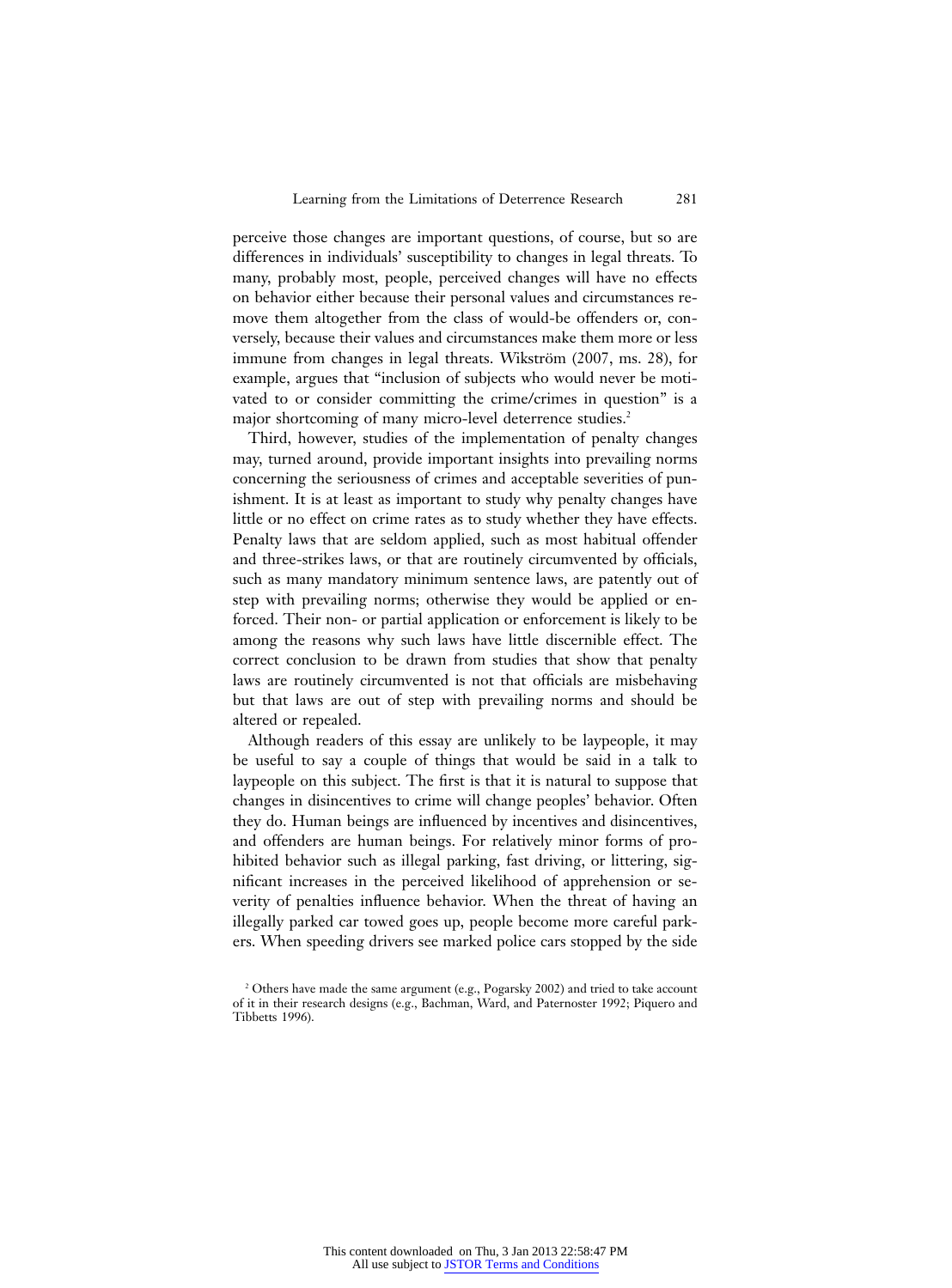perceive those changes are important questions, of course, but so are differences in individuals' susceptibility to changes in legal threats. To many, probably most, people, perceived changes will have no effects on behavior either because their personal values and circumstances remove them altogether from the class of would-be offenders or, conversely, because their values and circumstances make them more or less immune from changes in legal threats. Wikström (2007, ms. 28), for example, argues that "inclusion of subjects who would never be motivated to or consider committing the crime/crimes in question" is a major shortcoming of many micro-level deterrence studies.[2]

Third, however, studies of the implementation of penalty changes may, turned around, provide important insights into prevailing norms concerning the seriousness of crimes and acceptable severities of punishment. It is at least as important to study why penalty changes have little or no effect on crime rates as to study whether they have effects. Penalty laws that are seldom applied, such as most habitual offender and three-strikes laws, or that are routinely circumvented by officials, such as many mandatory minimum sentence laws, are patently out of step with prevailing norms; otherwise they would be applied or enforced. Their non- or partial application or enforcement is likely to be among the reasons why such laws have little discernible effect. The correct conclusion to be drawn from studies that show that penalty laws are routinely circumvented is not that officials are misbehaving but that laws are out of step with prevailing norms and should be altered or repealed.

Although readers of this essay are unlikely to be laypeople, it may be useful to say a couple of things that would be said in a talk to laypeople on this subject. The first is that it is natural to suppose that changes in disincentives to crime will change peoples' behavior. Often they do. Human beings are influenced by incentives and disincentives, and offenders are human beings. For relatively minor forms of prohibited behavior such as illegal parking, fast driving, or littering, significant increases in the perceived likelihood of apprehension or severity of penalties influence behavior. When the threat of having an illegally parked car towed goes up, people become more careful parkers. When speeding drivers see marked police cars stopped by the side

[2] Others have made the same argument (e.g., Pogarsky 2002) and tried to take account of it in their research designs (e.g., Bachman, Ward, and Paternoster 1992; Piquero and Tibbetts 1996).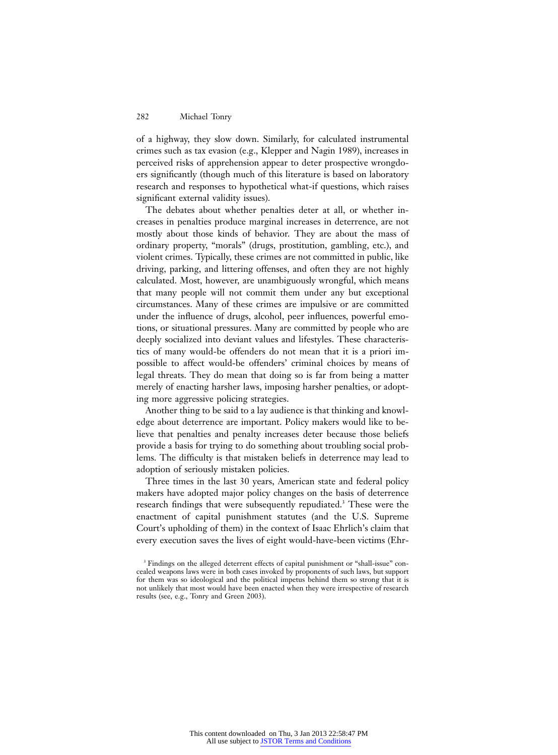of a highway, they slow down. Similarly, for calculated instrumental crimes such as tax evasion (e.g., Klepper and Nagin 1989), increases in perceived risks of apprehension appear to deter prospective wrongdoers significantly (though much of this literature is based on laboratory research and responses to hypothetical what-if questions, which raises significant external validity issues).

The debates about whether penalties deter at all, or whether increases in penalties produce marginal increases in deterrence, are not mostly about those kinds of behavior. They are about the mass of ordinary property, "morals" (drugs, prostitution, gambling, etc.), and violent crimes. Typically, these crimes are not committed in public, like driving, parking, and littering offenses, and often they are not highly calculated. Most, however, are unambiguously wrongful, which means that many people will not commit them under any but exceptional circumstances. Many of these crimes are impulsive or are committed under the influence of drugs, alcohol, peer influences, powerful emotions, or situational pressures. Many are committed by people who are deeply socialized into deviant values and lifestyles. These characteristics of many would-be offenders do not mean that it is a priori impossible to affect would-be offenders' criminal choices by means of legal threats. They do mean that doing so is far from being a matter merely of enacting harsher laws, imposing harsher penalties, or adopting more aggressive policing strategies.

Another thing to be said to a lay audience is that thinking and knowledge about deterrence are important. Policy makers would like to believe that penalties and penalty increases deter because those beliefs provide a basis for trying to do something about troubling social problems. The difficulty is that mistaken beliefs in deterrence may lead to adoption of seriously mistaken policies.

Three times in the last 30 years, American state and federal policy makers have adopted major policy changes on the basis of deterrence research findings that were subsequently repudiated.[3] These were the enactment of capital punishment statutes (and the U.S. Supreme Court's upholding of them) in the context of Isaac Ehrlich's claim that every execution saves the lives of eight would-have-been victims (Ehr-

[3] Findings on the alleged deterrent effects of capital punishment or "shall-issue" concealed weapons laws were in both cases invoked by proponents of such laws, but support for them was so ideological and the political impetus behind them so strong that it is not unlikely that most would have been enacted when they were irrespective of research results (see, e.g., Tonry and Green 2003).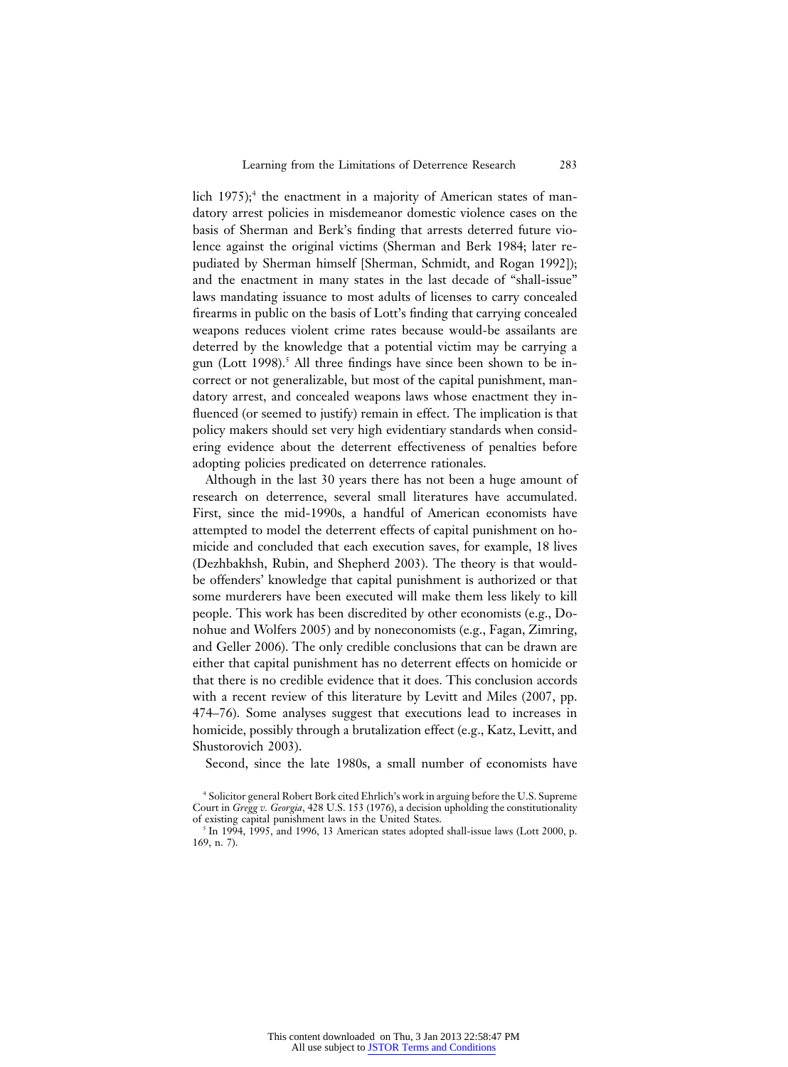lich 1975);[4] the enactment in a majority of American states of mandatory arrest policies in misdemeanor domestic violence cases on the basis of Sherman and Berk's finding that arrests deterred future violence against the original victims (Sherman and Berk 1984; later repudiated by Sherman himself [Sherman, Schmidt, and Rogan 1992]); and the enactment in many states in the last decade of "shall-issue" laws mandating issuance to most adults of licenses to carry concealed firearms in public on the basis of Lott's finding that carrying concealed weapons reduces violent crime rates because would-be assailants are deterred by the knowledge that a potential victim may be carrying a gun (Lott 1998).[5] All three findings have since been shown to be incorrect or not generalizable, but most of the capital punishment, mandatory arrest, and concealed weapons laws whose enactment they influenced (or seemed to justify) remain in effect. The implication is that policy makers should set very high evidentiary standards when considering evidence about the deterrent effectiveness of penalties before adopting policies predicated on deterrence rationales.

Although in the last 30 years there has not been a huge amount of research on deterrence, several small literatures have accumulated. First, since the mid-1990s, a handful of American economists have attempted to model the deterrent effects of capital punishment on homicide and concluded that each execution saves, for example, 18 lives (Dezhbakhsh, Rubin, and Shepherd 2003). The theory is that would-be offenders' knowledge that capital punishment is authorized or that some murderers have been executed will make them less likely to kill people. This work has been discredited by other economists (e.g., Donohue and Wolfers 2005) and by noneconomists (e.g., Fagan, Zimring, and Geller 2006). The only credible conclusions that can be drawn are either that capital punishment has no deterrent effects on homicide or that there is no credible evidence that it does. This conclusion accords with a recent review of this literature by Levitt and Miles (2007, pp. 474–76). Some analyses suggest that executions lead to increases in homicide, possibly through a brutalization effect (e.g., Katz, Levitt, and Shustorovich 2003).

Second, since the late 1980s, a small number of economists have

[4] Solicitor general Robert Bork cited Ehrlich's work in arguing before the U.S. Supreme Court in *Gregg v. Georgia*, 428 U.S. 153 (1976), a decision upholding the constitutionality of existing capital punishment laws in the United States.

[5] In 1994, 1995, and 1996, 13 American states adopted shall-issue laws (Lott 2000, p. 169, n. 7).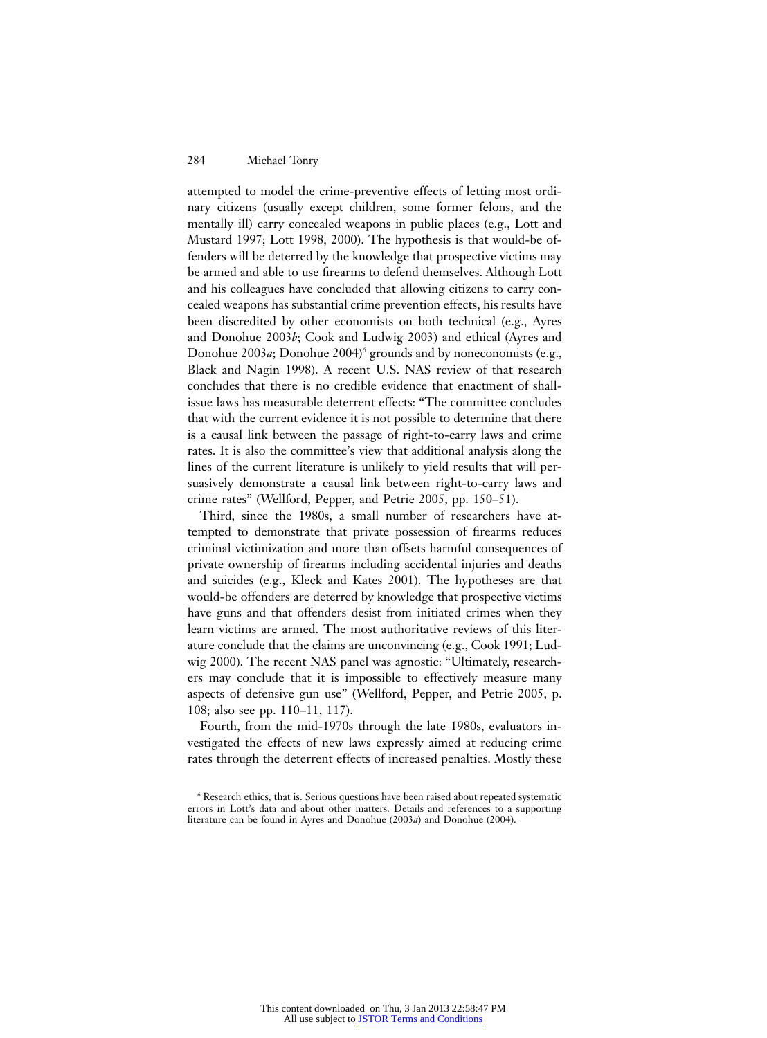attempted to model the crime-preventive effects of letting most ordinary citizens (usually except children, some former felons, and the mentally ill) carry concealed weapons in public places (e.g., Lott and Mustard 1997; Lott 1998, 2000). The hypothesis is that would-be offenders will be deterred by the knowledge that prospective victims may be armed and able to use firearms to defend themselves. Although Lott and his colleagues have concluded that allowing citizens to carry concealed weapons has substantial crime prevention effects, his results have been discredited by other economists on both technical (e.g., Ayres and Donohue 2003*b*; Cook and Ludwig 2003) and ethical (Ayres and Donohue 2003*a*; Donohue 2004)[6] grounds and by noneconomists (e.g., Black and Nagin 1998). A recent U.S. NAS review of that research concludes that there is no credible evidence that enactment of shall-issue laws has measurable deterrent effects: "The committee concludes that with the current evidence it is not possible to determine that there is a causal link between the passage of right-to-carry laws and crime rates. It is also the committee's view that additional analysis along the lines of the current literature is unlikely to yield results that will persuasively demonstrate a causal link between right-to-carry laws and crime rates" (Wellford, Pepper, and Petrie 2005, pp. 150–51).

Third, since the 1980s, a small number of researchers have attempted to demonstrate that private possession of firearms reduces criminal victimization and more than offsets harmful consequences of private ownership of firearms including accidental injuries and deaths and suicides (e.g., Kleck and Kates 2001). The hypotheses are that would-be offenders are deterred by knowledge that prospective victims have guns and that offenders desist from initiated crimes when they learn victims are armed. The most authoritative reviews of this literature conclude that the claims are unconvincing (e.g., Cook 1991; Ludwig 2000). The recent NAS panel was agnostic: "Ultimately, researchers may conclude that it is impossible to effectively measure many aspects of defensive gun use" (Wellford, Pepper, and Petrie 2005, p. 108; also see pp. 110–11, 117).

Fourth, from the mid-1970s through the late 1980s, evaluators investigated the effects of new laws expressly aimed at reducing crime rates through the deterrent effects of increased penalties. Mostly these

[6] Research ethics, that is. Serious questions have been raised about repeated systematic errors in Lott's data and about other matters. Details and references to a supporting literature can be found in Ayres and Donohue (2003*a*) and Donohue (2004).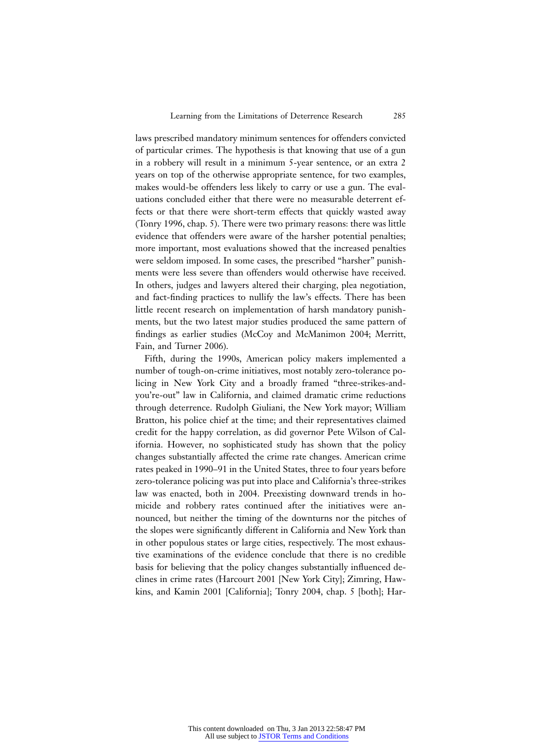laws prescribed mandatory minimum sentences for offenders convicted of particular crimes. The hypothesis is that knowing that use of a gun in a robbery will result in a minimum 5-year sentence, or an extra 2 years on top of the otherwise appropriate sentence, for two examples, makes would-be offenders less likely to carry or use a gun. The evaluations concluded either that there were no measurable deterrent effects or that there were short-term effects that quickly wasted away (Tonry 1996, chap. 5). There were two primary reasons: there was little evidence that offenders were aware of the harsher potential penalties; more important, most evaluations showed that the increased penalties were seldom imposed. In some cases, the prescribed "harsher" punishments were less severe than offenders would otherwise have received. In others, judges and lawyers altered their charging, plea negotiation, and fact-finding practices to nullify the law's effects. There has been little recent research on implementation of harsh mandatory punishments, but the two latest major studies produced the same pattern of findings as earlier studies (McCoy and McManimon 2004; Merritt, Fain, and Turner 2006).

Fifth, during the 1990s, American policy makers implemented a number of tough-on-crime initiatives, most notably zero-tolerance policing in New York City and a broadly framed "three-strikes-and-you're-out" law in California, and claimed dramatic crime reductions through deterrence. Rudolph Giuliani, the New York mayor; William Bratton, his police chief at the time; and their representatives claimed credit for the happy correlation, as did governor Pete Wilson of California. However, no sophisticated study has shown that the policy changes substantially affected the crime rate changes. American crime rates peaked in 1990–91 in the United States, three to four years before zero-tolerance policing was put into place and California's three-strikes law was enacted, both in 2004. Preexisting downward trends in homicide and robbery rates continued after the initiatives were announced, but neither the timing of the downturns nor the pitches of the slopes were significantly different in California and New York than in other populous states or large cities, respectively. The most exhaustive examinations of the evidence conclude that there is no credible basis for believing that the policy changes substantially influenced declines in crime rates (Harcourt 2001 [New York City]; Zimring, Hawkins, and Kamin 2001 [California]; Tonry 2004, chap. 5 [both]; Har-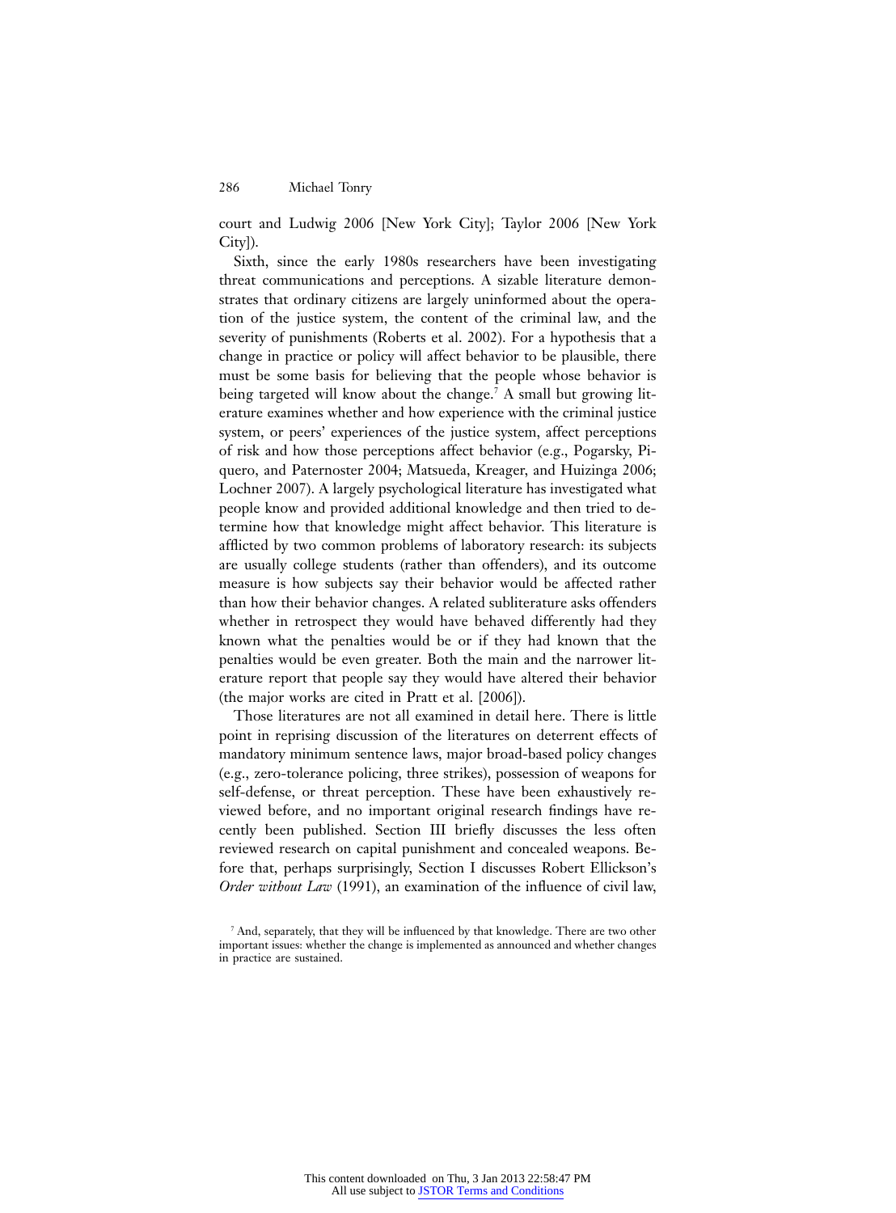court and Ludwig 2006 [New York City]; Taylor 2006 [New York City]).

Sixth, since the early 1980s researchers have been investigating threat communications and perceptions. A sizable literature demonstrates that ordinary citizens are largely uninformed about the operation of the justice system, the content of the criminal law, and the severity of punishments (Roberts et al. 2002). For a hypothesis that a change in practice or policy will affect behavior to be plausible, there must be some basis for believing that the people whose behavior is being targeted will know about the change.[7] A small but growing literature examines whether and how experience with the criminal justice system, or peers' experiences of the justice system, affect perceptions of risk and how those perceptions affect behavior (e.g., Pogarsky, Piquero, and Paternoster 2004; Matsueda, Kreager, and Huizinga 2006; Lochner 2007). A largely psychological literature has investigated what people know and provided additional knowledge and then tried to determine how that knowledge might affect behavior. This literature is afflicted by two common problems of laboratory research: its subjects are usually college students (rather than offenders), and its outcome measure is how subjects say their behavior would be affected rather than how their behavior changes. A related subliterature asks offenders whether in retrospect they would have behaved differently had they known what the penalties would be or if they had known that the penalties would be even greater. Both the main and the narrower literature report that people say they would have altered their behavior (the major works are cited in Pratt et al. [2006]).

Those literatures are not all examined in detail here. There is little point in reprising discussion of the literatures on deterrent effects of mandatory minimum sentence laws, major broad-based policy changes (e.g., zero-tolerance policing, three strikes), possession of weapons for self-defense, or threat perception. These have been exhaustively reviewed before, and no important original research findings have recently been published. Section III briefly discusses the less often reviewed research on capital punishment and concealed weapons. Before that, perhaps surprisingly, Section I discusses Robert Ellickson's *Order without Law* (1991), an examination of the influence of civil law,

[7] And, separately, that they will be influenced by that knowledge. There are two other important issues: whether the change is implemented as announced and whether changes in practice are sustained.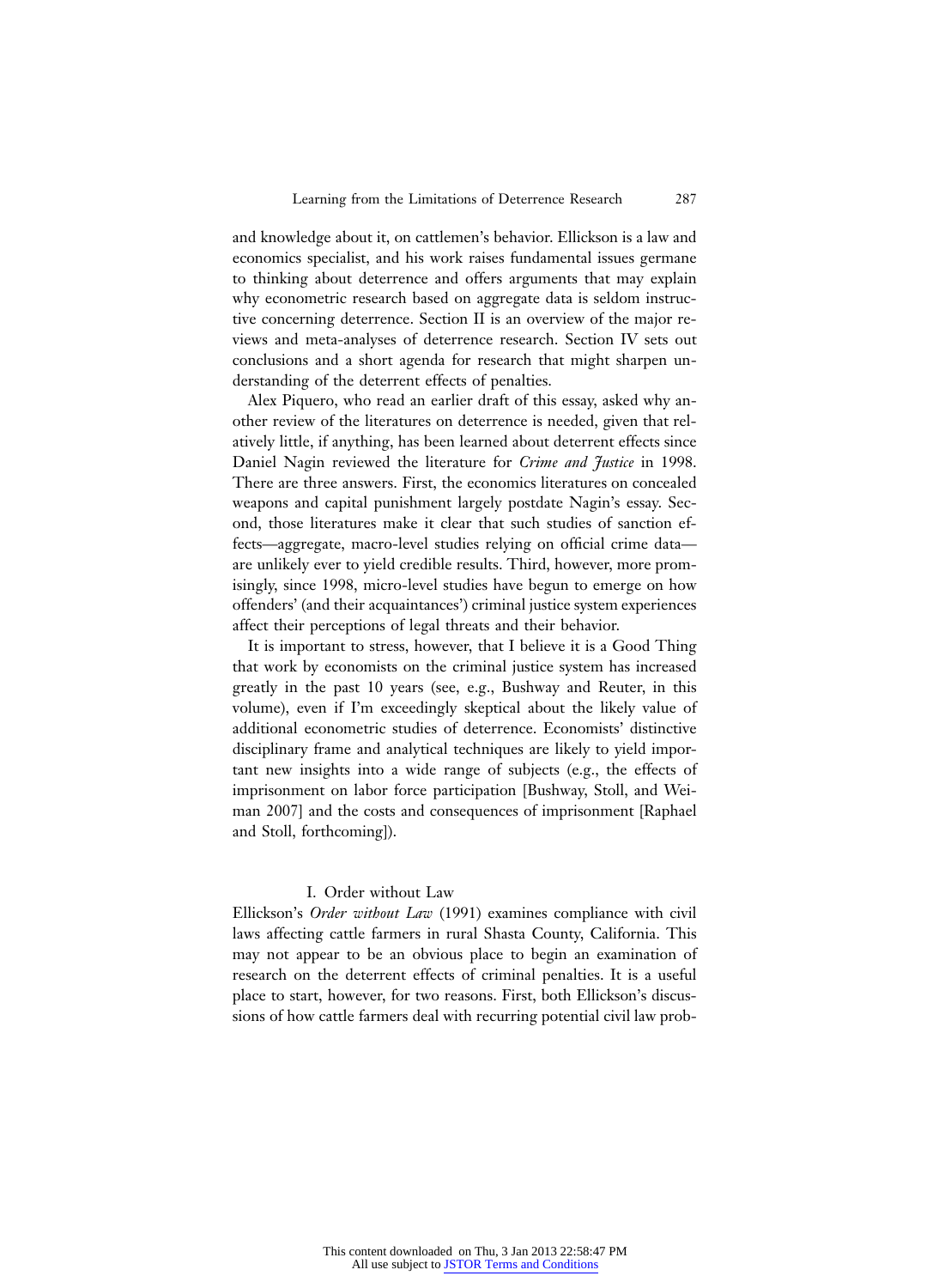and knowledge about it, on cattlemen's behavior. Ellickson is a law and economics specialist, and his work raises fundamental issues germane to thinking about deterrence and offers arguments that may explain why econometric research based on aggregate data is seldom instructive concerning deterrence. Section II is an overview of the major reviews and meta-analyses of deterrence research. Section IV sets out conclusions and a short agenda for research that might sharpen understanding of the deterrent effects of penalties.

Alex Piquero, who read an earlier draft of this essay, asked why another review of the literatures on deterrence is needed, given that relatively little, if anything, has been learned about deterrent effects since Daniel Nagin reviewed the literature for *Crime and Justice* in 1998. There are three answers. First, the economics literatures on concealed weapons and capital punishment largely postdate Nagin's essay. Second, those literatures make it clear that such studies of sanction effects—aggregate, macro-level studies relying on official crime data—are unlikely ever to yield credible results. Third, however, more promisingly, since 1998, micro-level studies have begun to emerge on how offenders' (and their acquaintances') criminal justice system experiences affect their perceptions of legal threats and their behavior.

It is important to stress, however, that I believe it is a Good Thing that work by economists on the criminal justice system has increased greatly in the past 10 years (see, e.g., Bushway and Reuter, in this volume), even if I'm exceedingly skeptical about the likely value of additional econometric studies of deterrence. Economists' distinctive disciplinary frame and analytical techniques are likely to yield important new insights into a wide range of subjects (e.g., the effects of imprisonment on labor force participation [Bushway, Stoll, and Weiman 2007] and the costs and consequences of imprisonment [Raphael and Stoll, forthcoming]).

## I. Order without Law

Ellickson's *Order without Law* (1991) examines compliance with civil laws affecting cattle farmers in rural Shasta County, California. This may not appear to be an obvious place to begin an examination of research on the deterrent effects of criminal penalties. It is a useful place to start, however, for two reasons. First, both Ellickson's discussions of how cattle farmers deal with recurring potential civil law prob-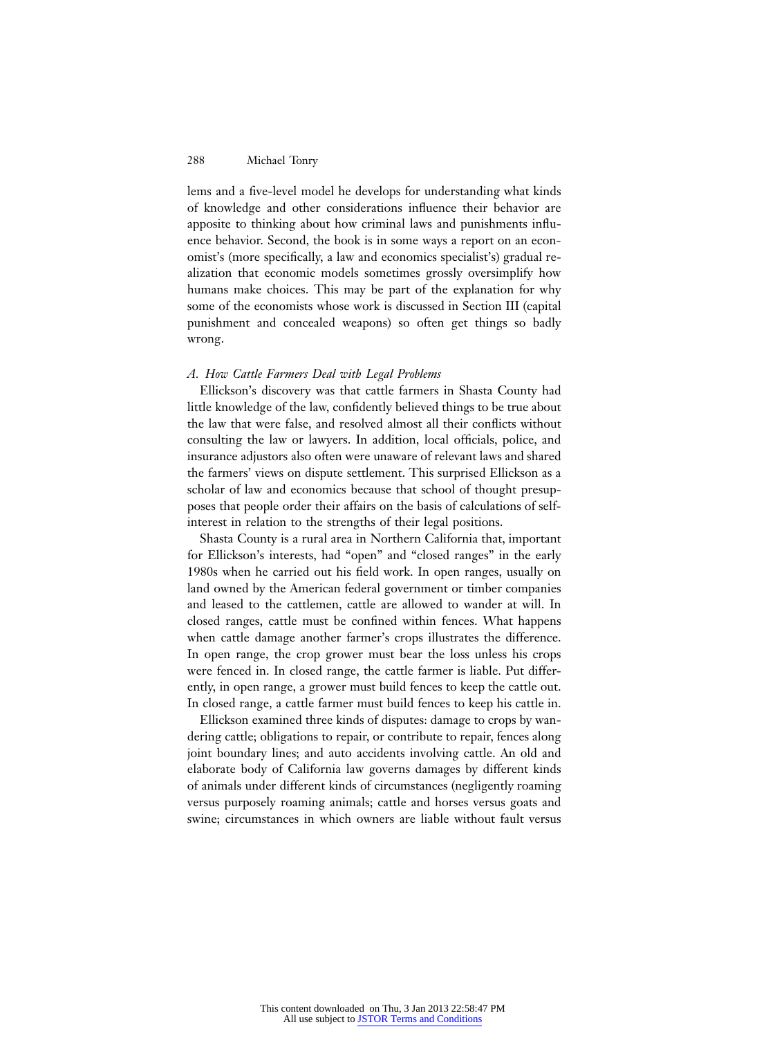lems and a five-level model he develops for understanding what kinds of knowledge and other considerations influence their behavior are apposite to thinking about how criminal laws and punishments influence behavior. Second, the book is in some ways a report on an economist's (more specifically, a law and economics specialist's) gradual realization that economic models sometimes grossly oversimplify how humans make choices. This may be part of the explanation for why some of the economists whose work is discussed in Section III (capital punishment and concealed weapons) so often get things so badly wrong.

### *A. How Cattle Farmers Deal with Legal Problems*

Ellickson's discovery was that cattle farmers in Shasta County had little knowledge of the law, confidently believed things to be true about the law that were false, and resolved almost all their conflicts without consulting the law or lawyers. In addition, local officials, police, and insurance adjustors also often were unaware of relevant laws and shared the farmers' views on dispute settlement. This surprised Ellickson as a scholar of law and economics because that school of thought presupposes that people order their affairs on the basis of calculations of self-interest in relation to the strengths of their legal positions.

Shasta County is a rural area in Northern California that, important for Ellickson's interests, had "open" and "closed ranges" in the early 1980s when he carried out his field work. In open ranges, usually on land owned by the American federal government or timber companies and leased to the cattlemen, cattle are allowed to wander at will. In closed ranges, cattle must be confined within fences. What happens when cattle damage another farmer's crops illustrates the difference. In open range, the crop grower must bear the loss unless his crops were fenced in. In closed range, the cattle farmer is liable. Put differently, in open range, a grower must build fences to keep the cattle out. In closed range, a cattle farmer must build fences to keep his cattle in.

Ellickson examined three kinds of disputes: damage to crops by wandering cattle; obligations to repair, or contribute to repair, fences along joint boundary lines; and auto accidents involving cattle. An old and elaborate body of California law governs damages by different kinds of animals under different kinds of circumstances (negligently roaming versus purposely roaming animals; cattle and horses versus goats and swine; circumstances in which owners are liable without fault versus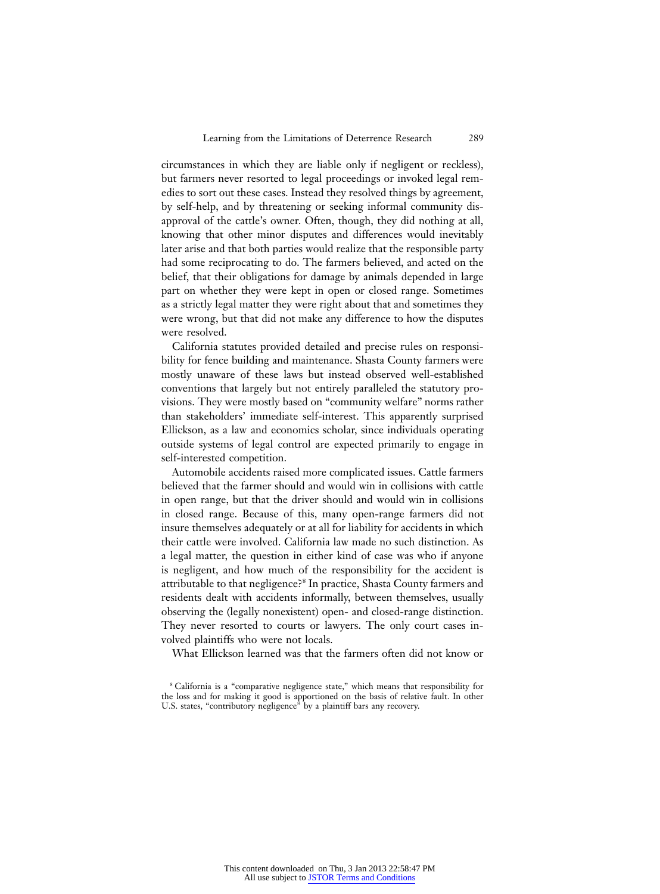circumstances in which they are liable only if negligent or reckless), but farmers never resorted to legal proceedings or invoked legal remedies to sort out these cases. Instead they resolved things by agreement, by self-help, and by threatening or seeking informal community disapproval of the cattle's owner. Often, though, they did nothing at all, knowing that other minor disputes and differences would inevitably later arise and that both parties would realize that the responsible party had some reciprocating to do. The farmers believed, and acted on the belief, that their obligations for damage by animals depended in large part on whether they were kept in open or closed range. Sometimes as a strictly legal matter they were right about that and sometimes they were wrong, but that did not make any difference to how the disputes were resolved.

California statutes provided detailed and precise rules on responsibility for fence building and maintenance. Shasta County farmers were mostly unaware of these laws but instead observed well-established conventions that largely but not entirely paralleled the statutory provisions. They were mostly based on "community welfare" norms rather than stakeholders' immediate self-interest. This apparently surprised Ellickson, as a law and economics scholar, since individuals operating outside systems of legal control are expected primarily to engage in self-interested competition.

Automobile accidents raised more complicated issues. Cattle farmers believed that the farmer should and would win in collisions with cattle in open range, but that the driver should and would win in collisions in closed range. Because of this, many open-range farmers did not insure themselves adequately or at all for liability for accidents in which their cattle were involved. California law made no such distinction. As a legal matter, the question in either kind of case was who if anyone is negligent, and how much of the responsibility for the accident is attributable to that negligence?[8] In practice, Shasta County farmers and residents dealt with accidents informally, between themselves, usually observing the (legally nonexistent) open- and closed-range distinction. They never resorted to courts or lawyers. The only court cases involved plaintiffs who were not locals.

What Ellickson learned was that the farmers often did not know or

[8] California is a "comparative negligence state," which means that responsibility for the loss and for making it good is apportioned on the basis of relative fault. In other U.S. states, "contributory negligence" by a plaintiff bars any recovery.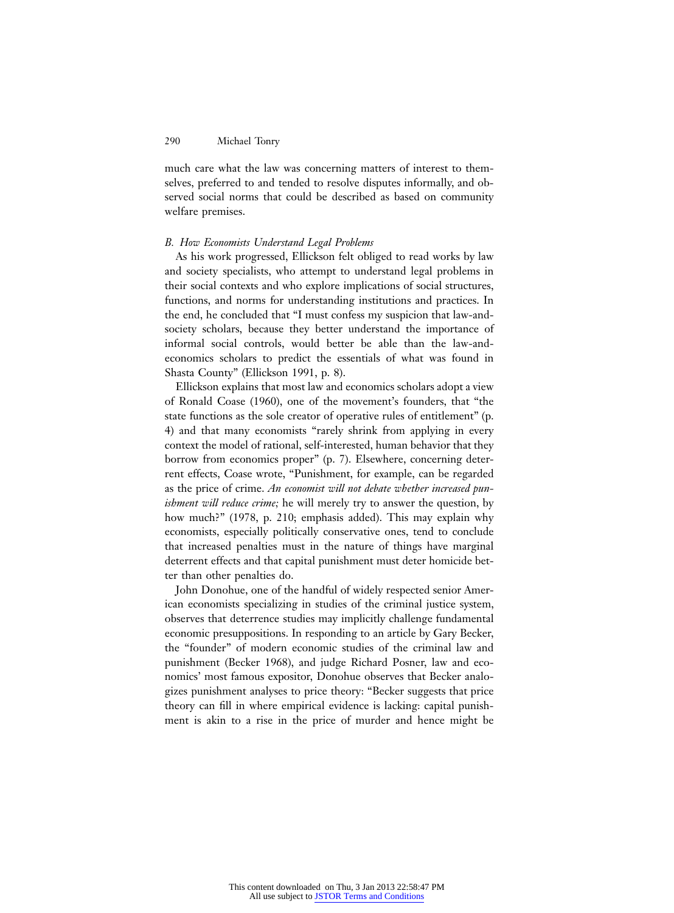much care what the law was concerning matters of interest to themselves, preferred to and tended to resolve disputes informally, and observed social norms that could be described as based on community welfare premises.

### *B. How Economists Understand Legal Problems*

As his work progressed, Ellickson felt obliged to read works by law and society specialists, who attempt to understand legal problems in their social contexts and who explore implications of social structures, functions, and norms for understanding institutions and practices. In the end, he concluded that "I must confess my suspicion that law-and-society scholars, because they better understand the importance of informal social controls, would better be able than the law-and-economics scholars to predict the essentials of what was found in Shasta County" (Ellickson 1991, p. 8).

Ellickson explains that most law and economics scholars adopt a view of Ronald Coase (1960), one of the movement's founders, that "the state functions as the sole creator of operative rules of entitlement" (p. 4) and that many economists "rarely shrink from applying in every context the model of rational, self-interested, human behavior that they borrow from economics proper" (p. 7). Elsewhere, concerning deterrent effects, Coase wrote, "Punishment, for example, can be regarded as the price of crime. *An economist will not debate whether increased punishment will reduce crime;* he will merely try to answer the question, by how much?" (1978, p. 210; emphasis added). This may explain why economists, especially politically conservative ones, tend to conclude that increased penalties must in the nature of things have marginal deterrent effects and that capital punishment must deter homicide better than other penalties do.

John Donohue, one of the handful of widely respected senior American economists specializing in studies of the criminal justice system, observes that deterrence studies may implicitly challenge fundamental economic presuppositions. In responding to an article by Gary Becker, the "founder" of modern economic studies of the criminal law and punishment (Becker 1968), and judge Richard Posner, law and economics' most famous expositor, Donohue observes that Becker analogizes punishment analyses to price theory: "Becker suggests that price theory can fill in where empirical evidence is lacking: capital punishment is akin to a rise in the price of murder and hence might be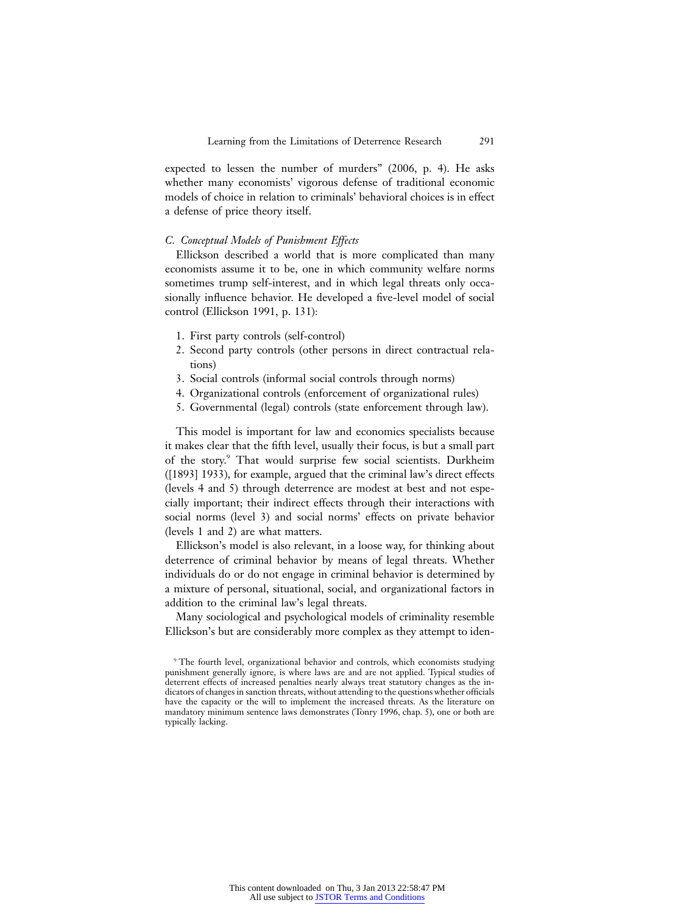expected to lessen the number of murders" (2006, p. 4). He asks whether many economists' vigorous defense of traditional economic models of choice in relation to criminals' behavioral choices is in effect a defense of price theory itself.

### *C. Conceptual Models of Punishment Effects*

Ellickson described a world that is more complicated than many economists assume it to be, one in which community welfare norms sometimes trump self-interest, and in which legal threats only occasionally influence behavior. He developed a five-level model of social control (Ellickson 1991, p. 131):

1. First party controls (self-control)
2. Second party controls (other persons in direct contractual relations)
3. Social controls (informal social controls through norms)
4. Organizational controls (enforcement of organizational rules)
5. Governmental (legal) controls (state enforcement through law).

This model is important for law and economics specialists because it makes clear that the fifth level, usually their focus, is but a small part of the story.[9] That would surprise few social scientists. Durkheim ([1893] 1933), for example, argued that the criminal law's direct effects (levels 4 and 5) through deterrence are modest at best and not especially important; their indirect effects through their interactions with social norms (level 3) and social norms' effects on private behavior (levels 1 and 2) are what matters.

Ellickson's model is also relevant, in a loose way, for thinking about deterrence of criminal behavior by means of legal threats. Whether individuals do or do not engage in criminal behavior is determined by a mixture of personal, situational, social, and organizational factors in addition to the criminal law's legal threats.

Many sociological and psychological models of criminality resemble Ellickson's but are considerably more complex as they attempt to iden-

[9] The fourth level, organizational behavior and controls, which economists studying punishment generally ignore, is where laws are and are not applied. Typical studies of deterrent effects of increased penalties nearly always treat statutory changes as the indicators of changes in sanction threats, without attending to the questions whether officials have the capacity or the will to implement the increased threats. As the literature on mandatory minimum sentence laws demonstrates (Tonry 1996, chap. 5), one or both are typically lacking.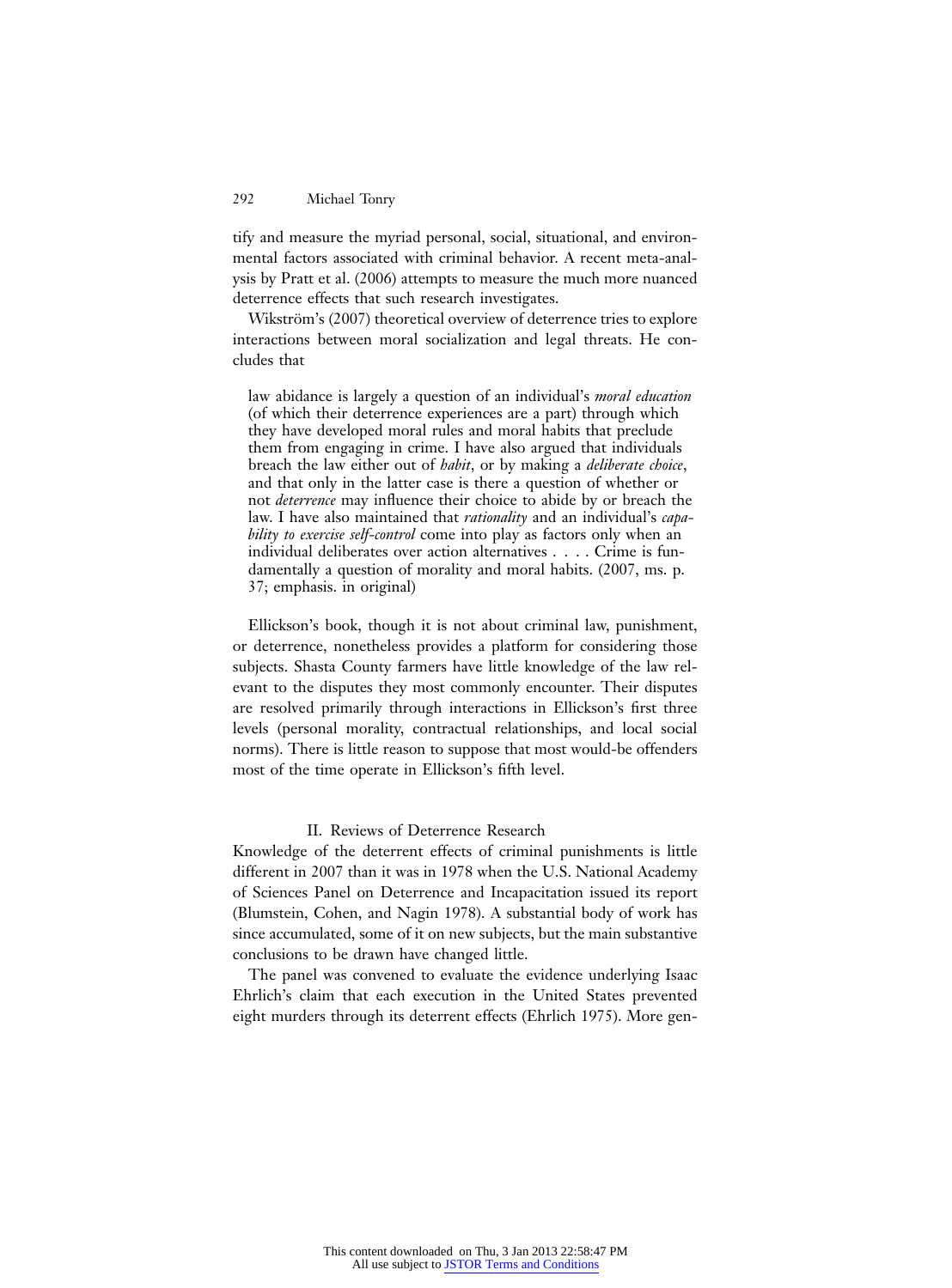tify and measure the myriad personal, social, situational, and environmental factors associated with criminal behavior. A recent meta-analysis by Pratt et al. (2006) attempts to measure the much more nuanced deterrence effects that such research investigates.

Wikström's (2007) theoretical overview of deterrence tries to explore interactions between moral socialization and legal threats. He concludes that

> law abidance is largely a question of an individual's *moral education* (of which their deterrence experiences are a part) through which they have developed moral rules and moral habits that preclude them from engaging in crime. I have also argued that individuals breach the law either out of *habit*, or by making a *deliberate choice*, and that only in the latter case is there a question of whether or not *deterrence* may influence their choice to abide by or breach the law. I have also maintained that *rationality* and an individual's *capability to exercise self-control* come into play as factors only when an individual deliberates over action alternatives . . . . Crime is fundamentally a question of morality and moral habits. (2007, ms. p. 37; emphasis. in original)

Ellickson's book, though it is not about criminal law, punishment, or deterrence, nonetheless provides a platform for considering those subjects. Shasta County farmers have little knowledge of the law relevant to the disputes they most commonly encounter. Their disputes are resolved primarily through interactions in Ellickson's first three levels (personal morality, contractual relationships, and local social norms). There is little reason to suppose that most would-be offenders most of the time operate in Ellickson's fifth level.

## II. Reviews of Deterrence Research

Knowledge of the deterrent effects of criminal punishments is little different in 2007 than it was in 1978 when the U.S. National Academy of Sciences Panel on Deterrence and Incapacitation issued its report (Blumstein, Cohen, and Nagin 1978). A substantial body of work has since accumulated, some of it on new subjects, but the main substantive conclusions to be drawn have changed little.

The panel was convened to evaluate the evidence underlying Isaac Ehrlich's claim that each execution in the United States prevented eight murders through its deterrent effects (Ehrlich 1975). More gen-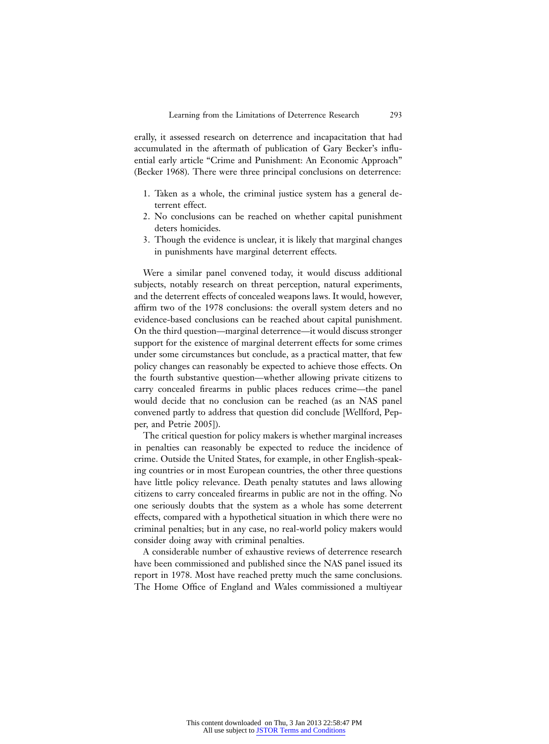erally, it assessed research on deterrence and incapacitation that had accumulated in the aftermath of publication of Gary Becker's influential early article "Crime and Punishment: An Economic Approach" (Becker 1968). There were three principal conclusions on deterrence:

1. Taken as a whole, the criminal justice system has a general deterrent effect.
2. No conclusions can be reached on whether capital punishment deters homicides.
3. Though the evidence is unclear, it is likely that marginal changes in punishments have marginal deterrent effects.

Were a similar panel convened today, it would discuss additional subjects, notably research on threat perception, natural experiments, and the deterrent effects of concealed weapons laws. It would, however, affirm two of the 1978 conclusions: the overall system deters and no evidence-based conclusions can be reached about capital punishment. On the third question—marginal deterrence—it would discuss stronger support for the existence of marginal deterrent effects for some crimes under some circumstances but conclude, as a practical matter, that few policy changes can reasonably be expected to achieve those effects. On the fourth substantive question—whether allowing private citizens to carry concealed firearms in public places reduces crime—the panel would decide that no conclusion can be reached (as an NAS panel convened partly to address that question did conclude [Wellford, Pepper, and Petrie 2005]).

The critical question for policy makers is whether marginal increases in penalties can reasonably be expected to reduce the incidence of crime. Outside the United States, for example, in other English-speaking countries or in most European countries, the other three questions have little policy relevance. Death penalty statutes and laws allowing citizens to carry concealed firearms in public are not in the offing. No one seriously doubts that the system as a whole has some deterrent effects, compared with a hypothetical situation in which there were no criminal penalties; but in any case, no real-world policy makers would consider doing away with criminal penalties.

A considerable number of exhaustive reviews of deterrence research have been commissioned and published since the NAS panel issued its report in 1978. Most have reached pretty much the same conclusions. The Home Office of England and Wales commissioned a multiyear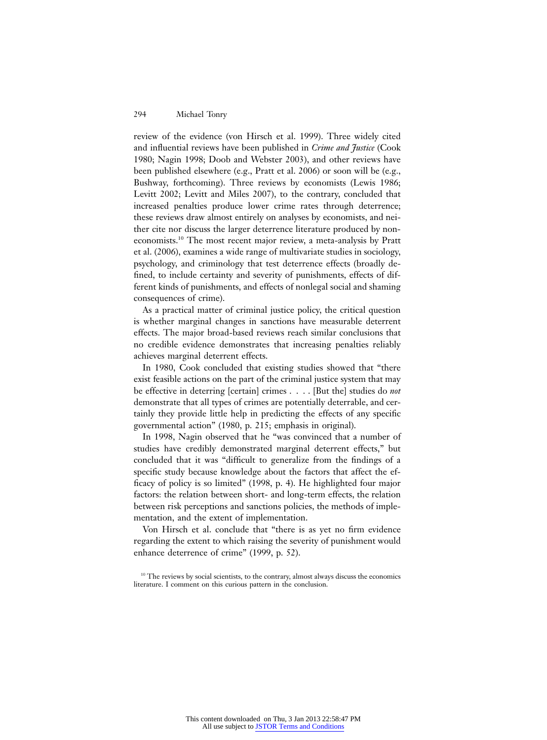review of the evidence (von Hirsch et al. 1999). Three widely cited and influential reviews have been published in *Crime and Justice* (Cook 1980; Nagin 1998; Doob and Webster 2003), and other reviews have been published elsewhere (e.g., Pratt et al. 2006) or soon will be (e.g., Bushway, forthcoming). Three reviews by economists (Lewis 1986; Levitt 2002; Levitt and Miles 2007), to the contrary, concluded that increased penalties produce lower crime rates through deterrence; these reviews draw almost entirely on analyses by economists, and neither cite nor discuss the larger deterrence literature produced by noneconomists.[10] The most recent major review, a meta-analysis by Pratt et al. (2006), examines a wide range of multivariate studies in sociology, psychology, and criminology that test deterrence effects (broadly defined, to include certainty and severity of punishments, effects of different kinds of punishments, and effects of nonlegal social and shaming consequences of crime).

As a practical matter of criminal justice policy, the critical question is whether marginal changes in sanctions have measurable deterrent effects. The major broad-based reviews reach similar conclusions that no credible evidence demonstrates that increasing penalties reliably achieves marginal deterrent effects.

In 1980, Cook concluded that existing studies showed that "there exist feasible actions on the part of the criminal justice system that may be effective in deterring [certain] crimes . . . . [But the] studies do *not* demonstrate that all types of crimes are potentially deterrable, and certainly they provide little help in predicting the effects of any specific governmental action" (1980, p. 215; emphasis in original).

In 1998, Nagin observed that he "was convinced that a number of studies have credibly demonstrated marginal deterrent effects," but concluded that it was "difficult to generalize from the findings of a specific study because knowledge about the factors that affect the efficacy of policy is so limited" (1998, p. 4). He highlighted four major factors: the relation between short- and long-term effects, the relation between risk perceptions and sanctions policies, the methods of implementation, and the extent of implementation.

Von Hirsch et al. conclude that "there is as yet no firm evidence regarding the extent to which raising the severity of punishment would enhance deterrence of crime" (1999, p. 52).

[10] The reviews by social scientists, to the contrary, almost always discuss the economics literature. I comment on this curious pattern in the conclusion.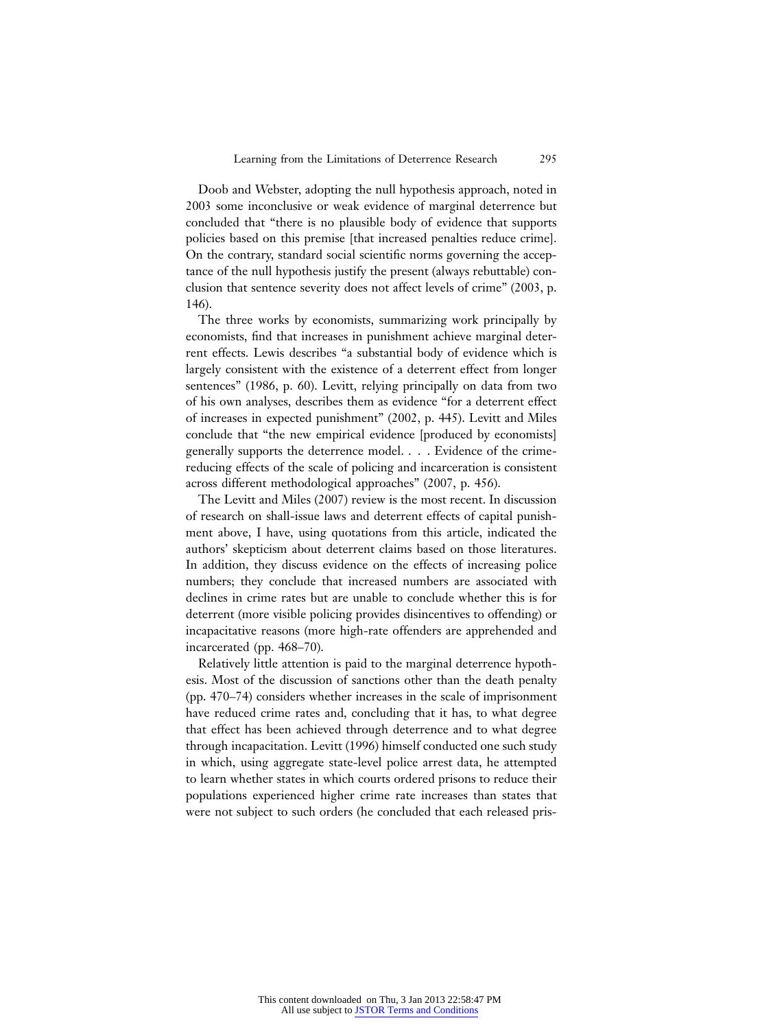Doob and Webster, adopting the null hypothesis approach, noted in 2003 some inconclusive or weak evidence of marginal deterrence but concluded that "there is no plausible body of evidence that supports policies based on this premise [that increased penalties reduce crime]. On the contrary, standard social scientific norms governing the acceptance of the null hypothesis justify the present (always rebuttable) conclusion that sentence severity does not affect levels of crime" (2003, p. 146).

The three works by economists, summarizing work principally by economists, find that increases in punishment achieve marginal deterrent effects. Lewis describes "a substantial body of evidence which is largely consistent with the existence of a deterrent effect from longer sentences" (1986, p. 60). Levitt, relying principally on data from two of his own analyses, describes them as evidence "for a deterrent effect of increases in expected punishment" (2002, p. 445). Levitt and Miles conclude that "the new empirical evidence [produced by economists] generally supports the deterrence model. . . . Evidence of the crime-reducing effects of the scale of policing and incarceration is consistent across different methodological approaches" (2007, p. 456).

The Levitt and Miles (2007) review is the most recent. In discussion of research on shall-issue laws and deterrent effects of capital punishment above, I have, using quotations from this article, indicated the authors' skepticism about deterrent claims based on those literatures. In addition, they discuss evidence on the effects of increasing police numbers; they conclude that increased numbers are associated with declines in crime rates but are unable to conclude whether this is for deterrent (more visible policing provides disincentives to offending) or incapacitative reasons (more high-rate offenders are apprehended and incarcerated (pp. 468–70).

Relatively little attention is paid to the marginal deterrence hypothesis. Most of the discussion of sanctions other than the death penalty (pp. 470–74) considers whether increases in the scale of imprisonment have reduced crime rates and, concluding that it has, to what degree that effect has been achieved through deterrence and to what degree through incapacitation. Levitt (1996) himself conducted one such study in which, using aggregate state-level police arrest data, he attempted to learn whether states in which courts ordered prisons to reduce their populations experienced higher crime rate increases than states that were not subject to such orders (he concluded that each released pris-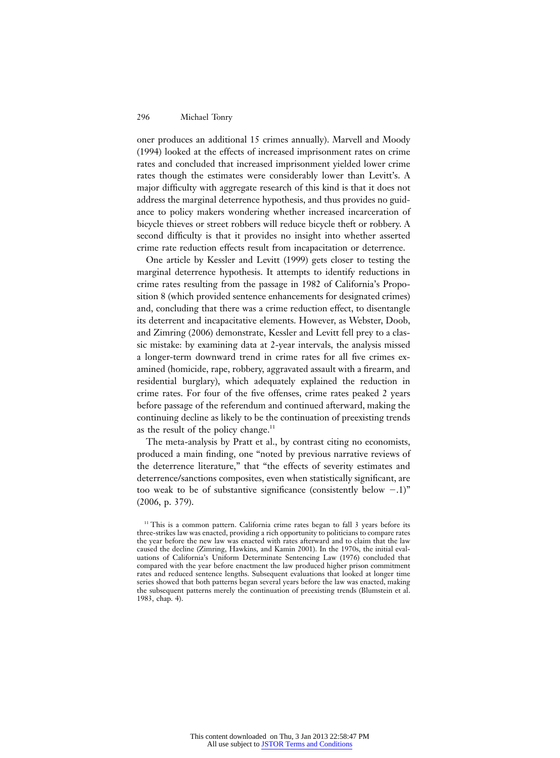oner produces an additional 15 crimes annually). Marvell and Moody (1994) looked at the effects of increased imprisonment rates on crime rates and concluded that increased imprisonment yielded lower crime rates though the estimates were considerably lower than Levitt's. A major difficulty with aggregate research of this kind is that it does not address the marginal deterrence hypothesis, and thus provides no guidance to policy makers wondering whether increased incarceration of bicycle thieves or street robbers will reduce bicycle theft or robbery. A second difficulty is that it provides no insight into whether asserted crime rate reduction effects result from incapacitation or deterrence.

One article by Kessler and Levitt (1999) gets closer to testing the marginal deterrence hypothesis. It attempts to identify reductions in crime rates resulting from the passage in 1982 of California's Proposition 8 (which provided sentence enhancements for designated crimes) and, concluding that there was a crime reduction effect, to disentangle its deterrent and incapacitative elements. However, as Webster, Doob, and Zimring (2006) demonstrate, Kessler and Levitt fell prey to a classic mistake: by examining data at 2-year intervals, the analysis missed a longer-term downward trend in crime rates for all five crimes examined (homicide, rape, robbery, aggravated assault with a firearm, and residential burglary), which adequately explained the reduction in crime rates. For four of the five offenses, crime rates peaked 2 years before passage of the referendum and continued afterward, making the continuing decline as likely to be the continuation of preexisting trends as the result of the policy change.[11]

The meta-analysis by Pratt et al., by contrast citing no economists, produced a main finding, one "noted by previous narrative reviews of the deterrence literature," that "the effects of severity estimates and deterrence/sanctions composites, even when statistically significant, are too weak to be of substantive significance (consistently below −.1)" (2006, p. 379).

[11] This is a common pattern. California crime rates began to fall 3 years before its three-strikes law was enacted, providing a rich opportunity to politicians to compare rates the year before the new law was enacted with rates afterward and to claim that the law caused the decline (Zimring, Hawkins, and Kamin 2001). In the 1970s, the initial evaluations of California's Uniform Determinate Sentencing Law (1976) concluded that compared with the year before enactment the law produced higher prison commitment rates and reduced sentence lengths. Subsequent evaluations that looked at longer time series showed that both patterns began several years before the law was enacted, making the subsequent patterns merely the continuation of preexisting trends (Blumstein et al. 1983, chap. 4).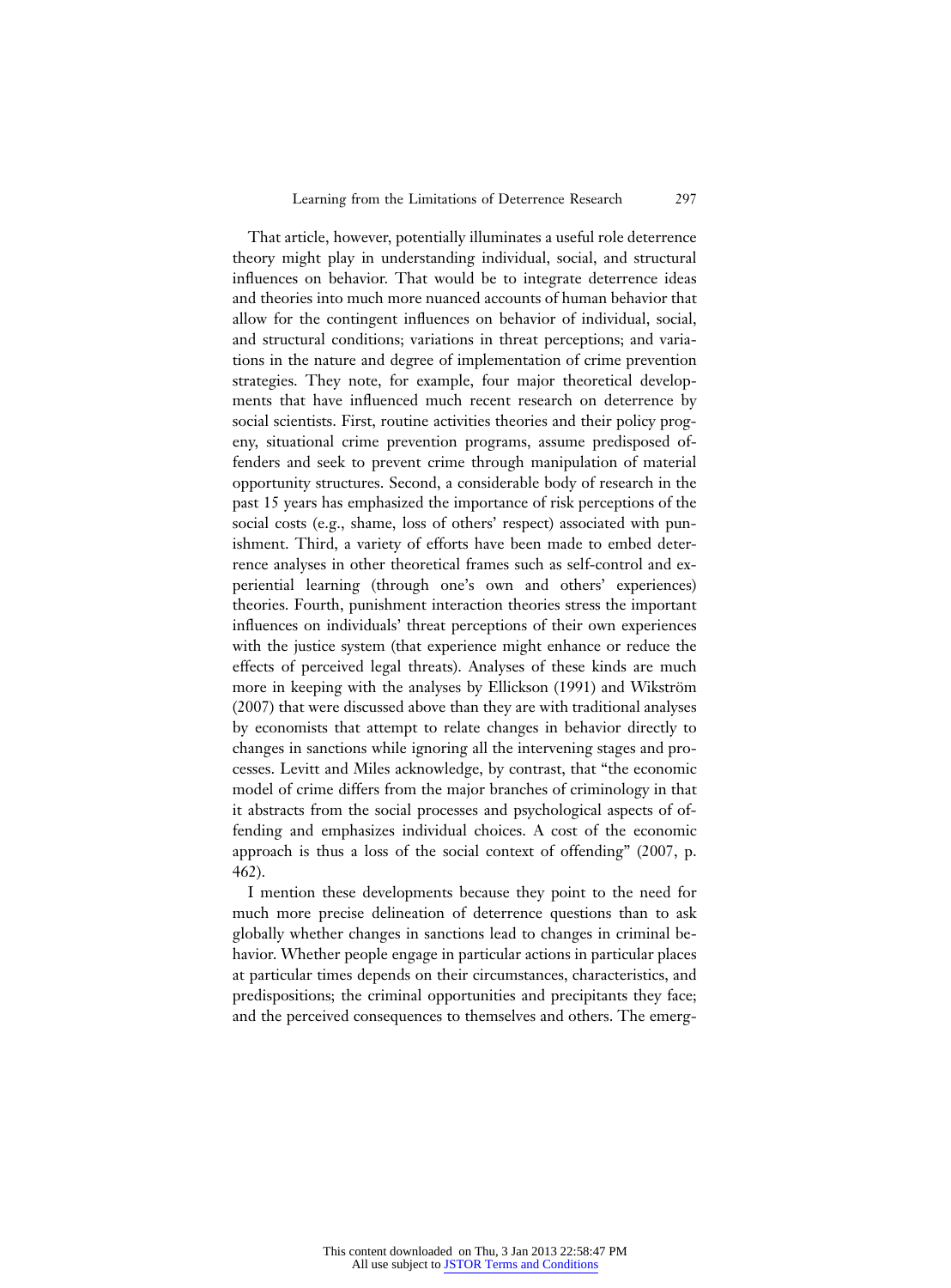That article, however, potentially illuminates a useful role deterrence theory might play in understanding individual, social, and structural influences on behavior. That would be to integrate deterrence ideas and theories into much more nuanced accounts of human behavior that allow for the contingent influences on behavior of individual, social, and structural conditions; variations in threat perceptions; and variations in the nature and degree of implementation of crime prevention strategies. They note, for example, four major theoretical developments that have influenced much recent research on deterrence by social scientists. First, routine activities theories and their policy progeny, situational crime prevention programs, assume predisposed offenders and seek to prevent crime through manipulation of material opportunity structures. Second, a considerable body of research in the past 15 years has emphasized the importance of risk perceptions of the social costs (e.g., shame, loss of others' respect) associated with punishment. Third, a variety of efforts have been made to embed deterrence analyses in other theoretical frames such as self-control and experiential learning (through one's own and others' experiences) theories. Fourth, punishment interaction theories stress the important influences on individuals' threat perceptions of their own experiences with the justice system (that experience might enhance or reduce the effects of perceived legal threats). Analyses of these kinds are much more in keeping with the analyses by Ellickson (1991) and Wikström (2007) that were discussed above than they are with traditional analyses by economists that attempt to relate changes in behavior directly to changes in sanctions while ignoring all the intervening stages and processes. Levitt and Miles acknowledge, by contrast, that "the economic model of crime differs from the major branches of criminology in that it abstracts from the social processes and psychological aspects of offending and emphasizes individual choices. A cost of the economic approach is thus a loss of the social context of offending" (2007, p. 462).

I mention these developments because they point to the need for much more precise delineation of deterrence questions than to ask globally whether changes in sanctions lead to changes in criminal behavior. Whether people engage in particular actions in particular places at particular times depends on their circumstances, characteristics, and predispositions; the criminal opportunities and precipitants they face; and the perceived consequences to themselves and others. The emerg-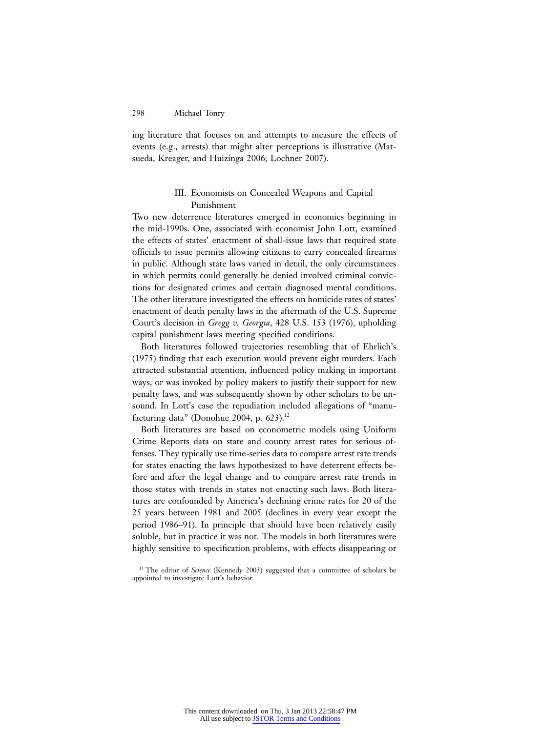ing literature that focuses on and attempts to measure the effects of events (e.g., arrests) that might alter perceptions is illustrative (Matsueda, Kreager, and Huizinga 2006; Lochner 2007).

## III. Economists on Concealed Weapons and Capital Punishment

Two new deterrence literatures emerged in economics beginning in the mid-1990s. One, associated with economist John Lott, examined the effects of states' enactment of shall-issue laws that required state officials to issue permits allowing citizens to carry concealed firearms in public. Although state laws varied in detail, the only circumstances in which permits could generally be denied involved criminal convictions for designated crimes and certain diagnosed mental conditions. The other literature investigated the effects on homicide rates of states' enactment of death penalty laws in the aftermath of the U.S. Supreme Court's decision in *Gregg v. Georgia*, 428 U.S. 153 (1976), upholding capital punishment laws meeting specified conditions.

Both literatures followed trajectories resembling that of Ehrlich's (1975) finding that each execution would prevent eight murders. Each attracted substantial attention, influenced policy making in important ways, or was invoked by policy makers to justify their support for new penalty laws, and was subsequently shown by other scholars to be unsound. In Lott's case the repudiation included allegations of "manufacturing data" (Donohue 2004, p. 623).[12]

Both literatures are based on econometric models using Uniform Crime Reports data on state and county arrest rates for serious offenses. They typically use time-series data to compare arrest rate trends for states enacting the laws hypothesized to have deterrent effects before and after the legal change and to compare arrest rate trends in those states with trends in states not enacting such laws. Both literatures are confounded by America's declining crime rates for 20 of the 25 years between 1981 and 2005 (declines in every year except the period 1986–91). In principle that should have been relatively easily soluble, but in practice it was not. The models in both literatures were highly sensitive to specification problems, with effects disappearing or

[12] The editor of *Science* (Kennedy 2003) suggested that a committee of scholars be appointed to investigate Lott's behavior.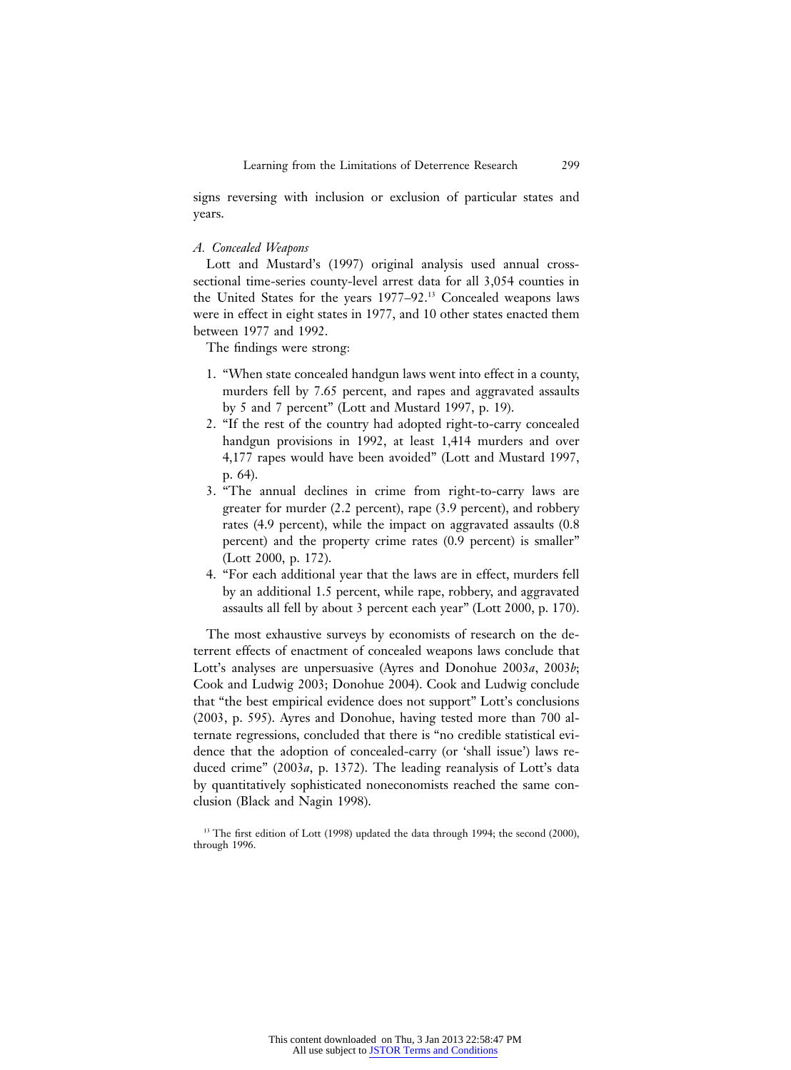signs reversing with inclusion or exclusion of particular states and years.

### *A. Concealed Weapons*

Lott and Mustard's (1997) original analysis used annual cross-sectional time-series county-level arrest data for all 3,054 counties in the United States for the years 1977–92.[13] Concealed weapons laws were in effect in eight states in 1977, and 10 other states enacted them between 1977 and 1992.

The findings were strong:

1. "When state concealed handgun laws went into effect in a county, murders fell by 7.65 percent, and rapes and aggravated assaults by 5 and 7 percent" (Lott and Mustard 1997, p. 19).
2. "If the rest of the country had adopted right-to-carry concealed handgun provisions in 1992, at least 1,414 murders and over 4,177 rapes would have been avoided" (Lott and Mustard 1997, p. 64).
3. "The annual declines in crime from right-to-carry laws are greater for murder (2.2 percent), rape (3.9 percent), and robbery rates (4.9 percent), while the impact on aggravated assaults (0.8 percent) and the property crime rates (0.9 percent) is smaller" (Lott 2000, p. 172).
4. "For each additional year that the laws are in effect, murders fell by an additional 1.5 percent, while rape, robbery, and aggravated assaults all fell by about 3 percent each year" (Lott 2000, p. 170).

The most exhaustive surveys by economists of research on the deterrent effects of enactment of concealed weapons laws conclude that Lott's analyses are unpersuasive (Ayres and Donohue 2003*a*, 2003*b*; Cook and Ludwig 2003; Donohue 2004). Cook and Ludwig conclude that "the best empirical evidence does not support" Lott's conclusions (2003, p. 595). Ayres and Donohue, having tested more than 700 alternate regressions, concluded that there is "no credible statistical evidence that the adoption of concealed-carry (or 'shall issue') laws reduced crime" (2003*a*, p. 1372). The leading reanalysis of Lott's data by quantitatively sophisticated noneconomists reached the same conclusion (Black and Nagin 1998).

[13] The first edition of Lott (1998) updated the data through 1994; the second (2000), through 1996.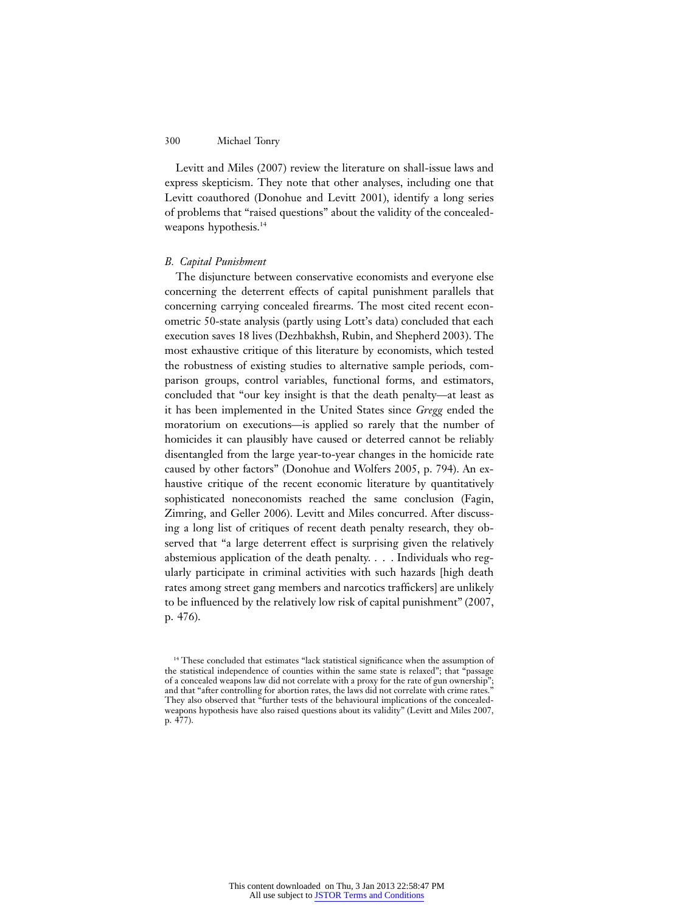Levitt and Miles (2007) review the literature on shall-issue laws and express skepticism. They note that other analyses, including one that Levitt coauthored (Donohue and Levitt 2001), identify a long series of problems that "raised questions" about the validity of the concealed-weapons hypothesis.[14]

### *B. Capital Punishment*

The disjuncture between conservative economists and everyone else concerning the deterrent effects of capital punishment parallels that concerning carrying concealed firearms. The most cited recent econometric 50-state analysis (partly using Lott's data) concluded that each execution saves 18 lives (Dezhbakhsh, Rubin, and Shepherd 2003). The most exhaustive critique of this literature by economists, which tested the robustness of existing studies to alternative sample periods, comparison groups, control variables, functional forms, and estimators, concluded that "our key insight is that the death penalty—at least as it has been implemented in the United States since *Gregg* ended the moratorium on executions—is applied so rarely that the number of homicides it can plausibly have caused or deterred cannot be reliably disentangled from the large year-to-year changes in the homicide rate caused by other factors" (Donohue and Wolfers 2005, p. 794). An exhaustive critique of the recent economic literature by quantitatively sophisticated noneconomists reached the same conclusion (Fagin, Zimring, and Geller 2006). Levitt and Miles concurred. After discussing a long list of critiques of recent death penalty research, they observed that "a large deterrent effect is surprising given the relatively abstemious application of the death penalty. . . . Individuals who regularly participate in criminal activities with such hazards [high death rates among street gang members and narcotics traffickers] are unlikely to be influenced by the relatively low risk of capital punishment" (2007, p. 476).

[14] These concluded that estimates "lack statistical significance when the assumption of the statistical independence of counties within the same state is relaxed"; that "passage of a concealed weapons law did not correlate with a proxy for the rate of gun ownership"; and that "after controlling for abortion rates, the laws did not correlate with crime rates." They also observed that "further tests of the behavioural implications of the concealed-weapons hypothesis have also raised questions about its validity" (Levitt and Miles 2007, p. 477).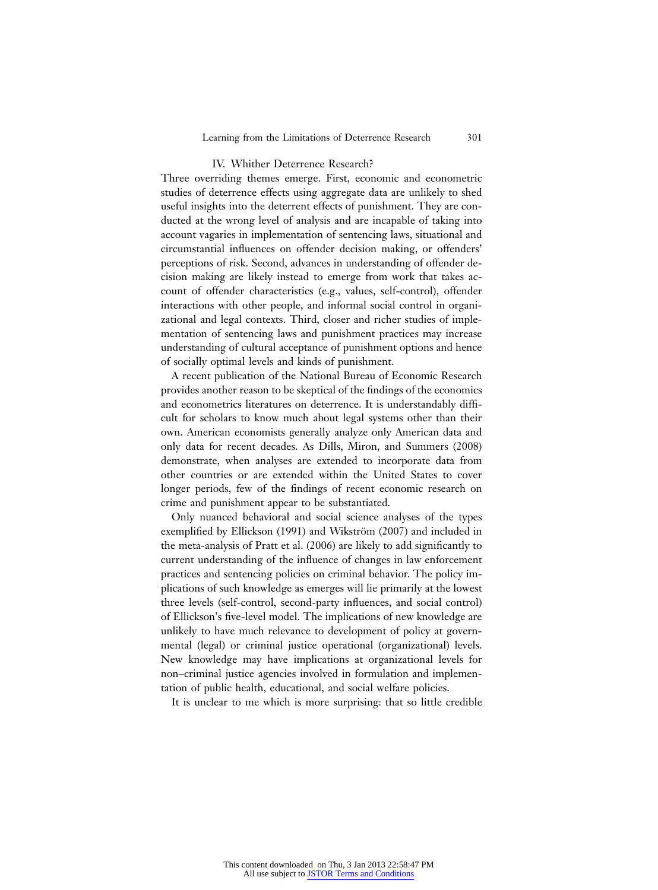## IV. Whither Deterrence Research?

Three overriding themes emerge. First, economic and econometric studies of deterrence effects using aggregate data are unlikely to shed useful insights into the deterrent effects of punishment. They are conducted at the wrong level of analysis and are incapable of taking into account vagaries in implementation of sentencing laws, situational and circumstantial influences on offender decision making, or offenders' perceptions of risk. Second, advances in understanding of offender decision making are likely instead to emerge from work that takes account of offender characteristics (e.g., values, self-control), offender interactions with other people, and informal social control in organizational and legal contexts. Third, closer and richer studies of implementation of sentencing laws and punishment practices may increase understanding of cultural acceptance of punishment options and hence of socially optimal levels and kinds of punishment.

A recent publication of the National Bureau of Economic Research provides another reason to be skeptical of the findings of the economics and econometrics literatures on deterrence. It is understandably difficult for scholars to know much about legal systems other than their own. American economists generally analyze only American data and only data for recent decades. As Dills, Miron, and Summers (2008) demonstrate, when analyses are extended to incorporate data from other countries or are extended within the United States to cover longer periods, few of the findings of recent economic research on crime and punishment appear to be substantiated.

Only nuanced behavioral and social science analyses of the types exemplified by Ellickson (1991) and Wikström (2007) and included in the meta-analysis of Pratt et al. (2006) are likely to add significantly to current understanding of the influence of changes in law enforcement practices and sentencing policies on criminal behavior. The policy implications of such knowledge as emerges will lie primarily at the lowest three levels (self-control, second-party influences, and social control) of Ellickson's five-level model. The implications of new knowledge are unlikely to have much relevance to development of policy at governmental (legal) or criminal justice operational (organizational) levels. New knowledge may have implications at organizational levels for non–criminal justice agencies involved in formulation and implementation of public health, educational, and social welfare policies.

It is unclear to me which is more surprising: that so little credible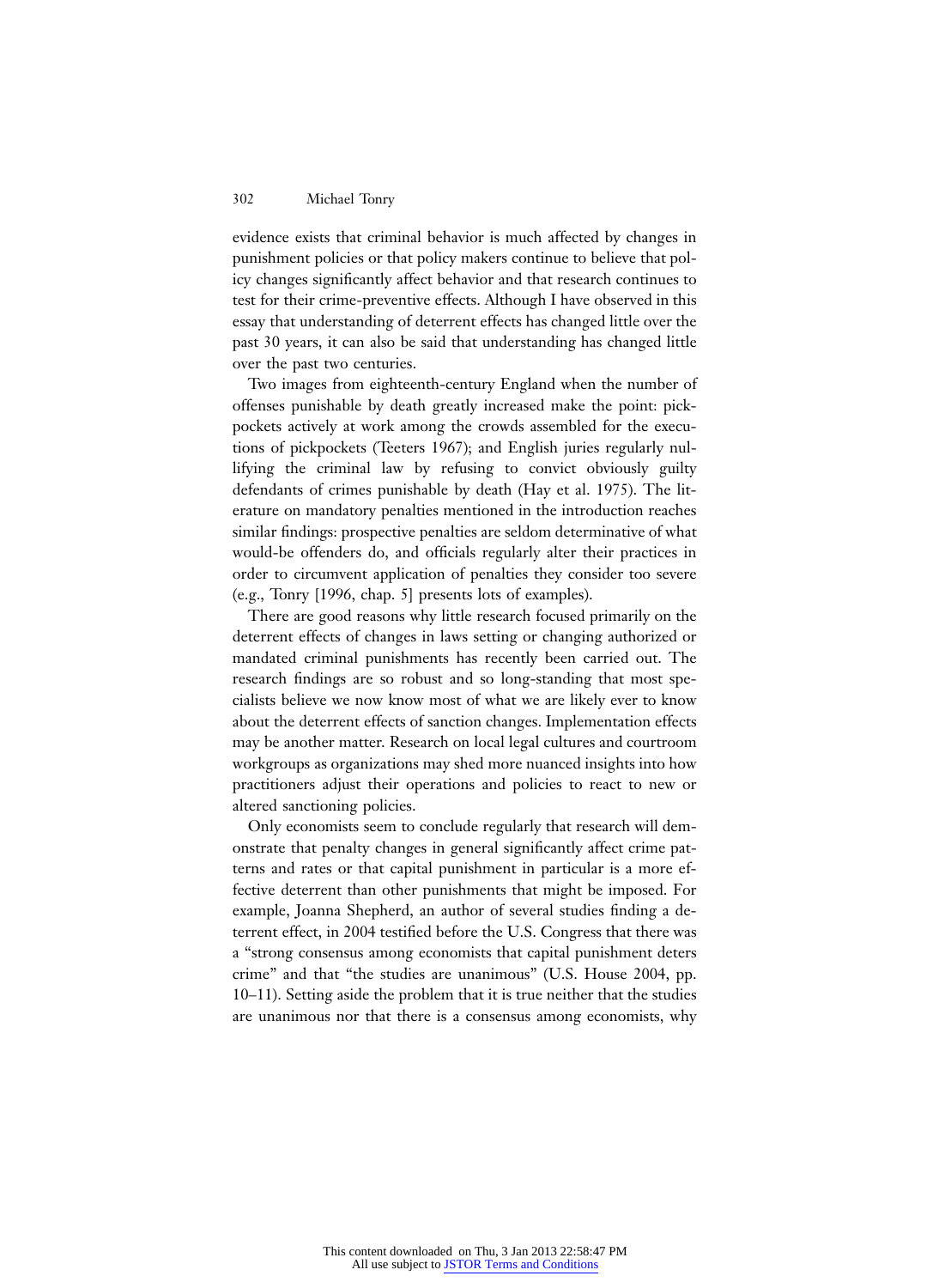evidence exists that criminal behavior is much affected by changes in punishment policies or that policy makers continue to believe that policy changes significantly affect behavior and that research continues to test for their crime-preventive effects. Although I have observed in this essay that understanding of deterrent effects has changed little over the past 30 years, it can also be said that understanding has changed little over the past two centuries.

Two images from eighteenth-century England when the number of offenses punishable by death greatly increased make the point: pickpockets actively at work among the crowds assembled for the executions of pickpockets (Teeters 1967); and English juries regularly nullifying the criminal law by refusing to convict obviously guilty defendants of crimes punishable by death (Hay et al. 1975). The literature on mandatory penalties mentioned in the introduction reaches similar findings: prospective penalties are seldom determinative of what would-be offenders do, and officials regularly alter their practices in order to circumvent application of penalties they consider too severe (e.g., Tonry [1996, chap. 5] presents lots of examples).

There are good reasons why little research focused primarily on the deterrent effects of changes in laws setting or changing authorized or mandated criminal punishments has recently been carried out. The research findings are so robust and so long-standing that most specialists believe we now know most of what we are likely ever to know about the deterrent effects of sanction changes. Implementation effects may be another matter. Research on local legal cultures and courtroom workgroups as organizations may shed more nuanced insights into how practitioners adjust their operations and policies to react to new or altered sanctioning policies.

Only economists seem to conclude regularly that research will demonstrate that penalty changes in general significantly affect crime patterns and rates or that capital punishment in particular is a more effective deterrent than other punishments that might be imposed. For example, Joanna Shepherd, an author of several studies finding a deterrent effect, in 2004 testified before the U.S. Congress that there was a "strong consensus among economists that capital punishment deters crime" and that "the studies are unanimous" (U.S. House 2004, pp. 10–11). Setting aside the problem that it is true neither that the studies are unanimous nor that there is a consensus among economists, why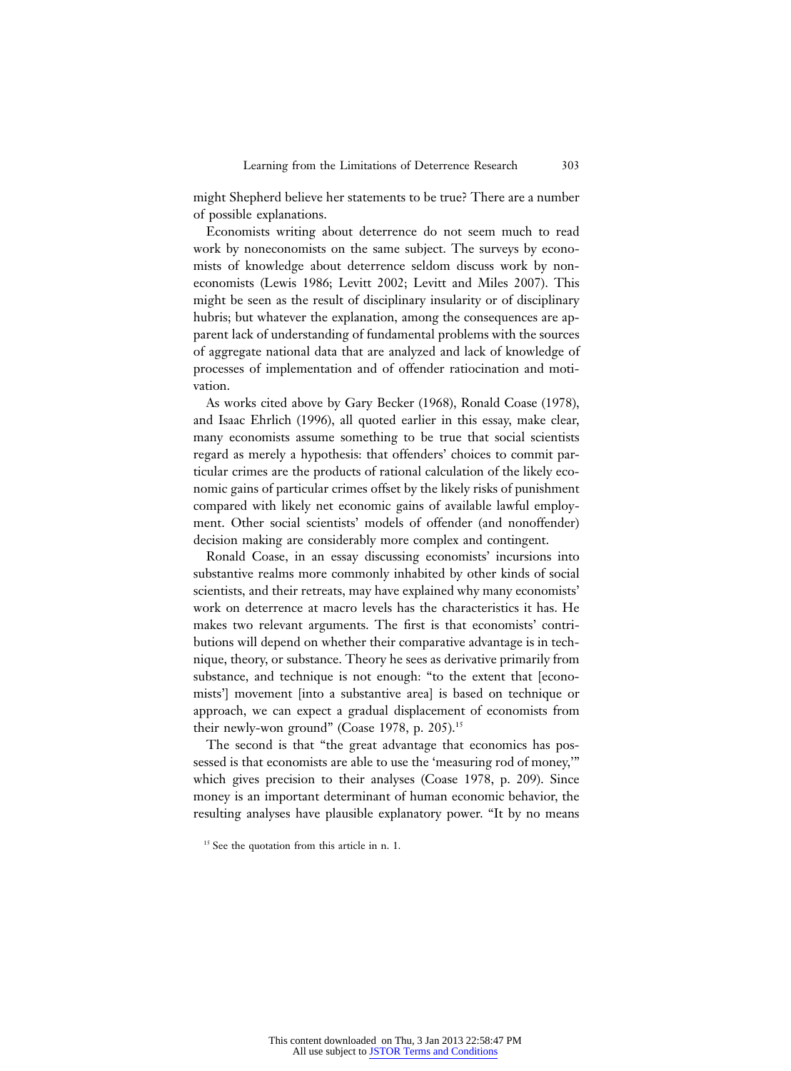might Shepherd believe her statements to be true? There are a number of possible explanations.

Economists writing about deterrence do not seem much to read work by noneconomists on the same subject. The surveys by economists of knowledge about deterrence seldom discuss work by noneconomists (Lewis 1986; Levitt 2002; Levitt and Miles 2007). This might be seen as the result of disciplinary insularity or of disciplinary hubris; but whatever the explanation, among the consequences are apparent lack of understanding of fundamental problems with the sources of aggregate national data that are analyzed and lack of knowledge of processes of implementation and of offender ratiocination and motivation.

As works cited above by Gary Becker (1968), Ronald Coase (1978), and Isaac Ehrlich (1996), all quoted earlier in this essay, make clear, many economists assume something to be true that social scientists regard as merely a hypothesis: that offenders' choices to commit particular crimes are the products of rational calculation of the likely economic gains of particular crimes offset by the likely risks of punishment compared with likely net economic gains of available lawful employment. Other social scientists' models of offender (and nonoffender) decision making are considerably more complex and contingent.

Ronald Coase, in an essay discussing economists' incursions into substantive realms more commonly inhabited by other kinds of social scientists, and their retreats, may have explained why many economists' work on deterrence at macro levels has the characteristics it has. He makes two relevant arguments. The first is that economists' contributions will depend on whether their comparative advantage is in technique, theory, or substance. Theory he sees as derivative primarily from substance, and technique is not enough: "to the extent that [economists'] movement [into a substantive area] is based on technique or approach, we can expect a gradual displacement of economists from their newly-won ground" (Coase 1978, p. 205).[15]

The second is that "the great advantage that economics has possessed is that economists are able to use the 'measuring rod of money,'" which gives precision to their analyses (Coase 1978, p. 209). Since money is an important determinant of human economic behavior, the resulting analyses have plausible explanatory power. "It by no means

[15] See the quotation from this article in n. 1.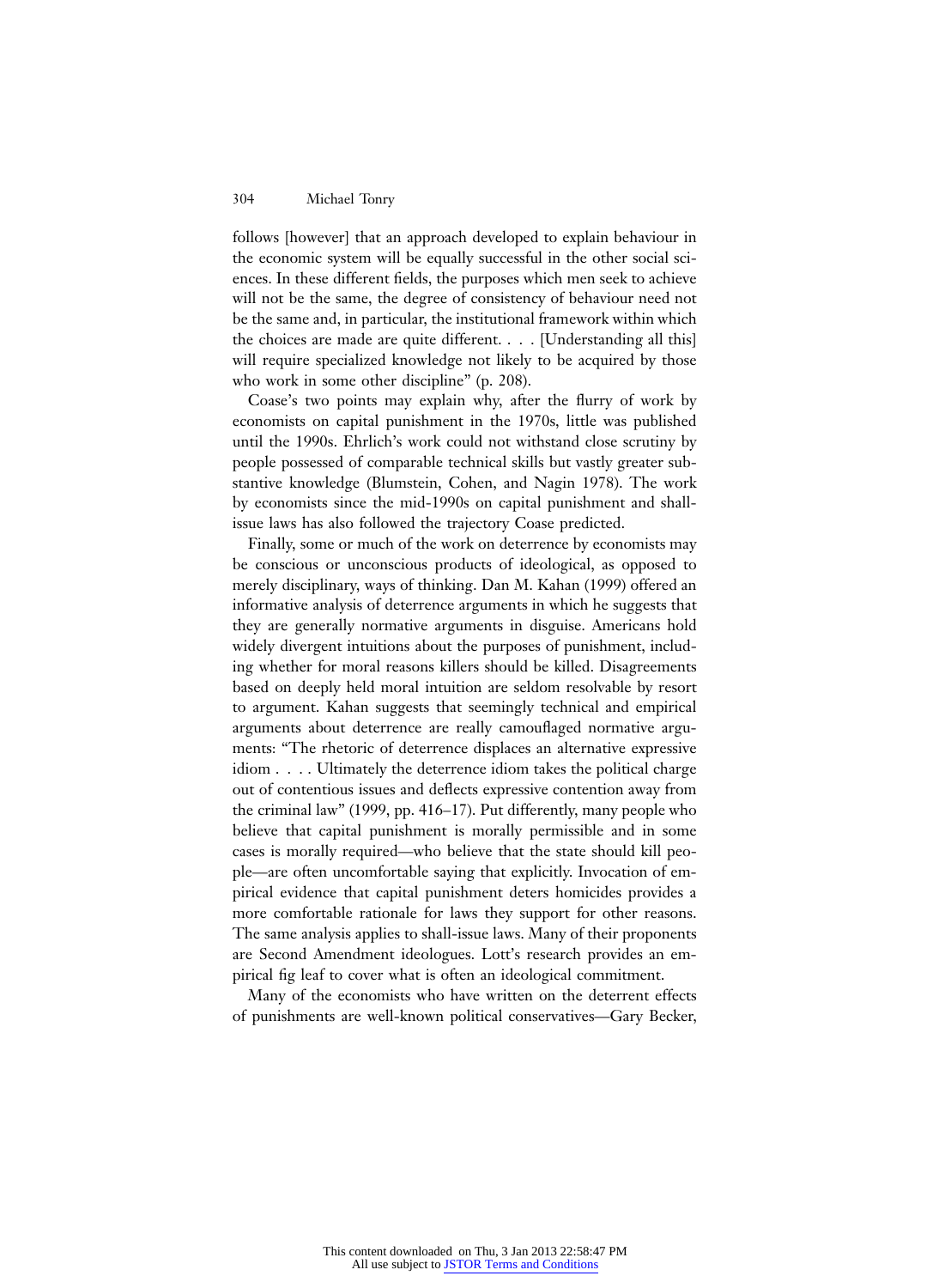follows [however] that an approach developed to explain behaviour in the economic system will be equally successful in the other social sciences. In these different fields, the purposes which men seek to achieve will not be the same, the degree of consistency of behaviour need not be the same and, in particular, the institutional framework within which the choices are made are quite different. . . . [Understanding all this] will require specialized knowledge not likely to be acquired by those who work in some other discipline" (p. 208).

Coase's two points may explain why, after the flurry of work by economists on capital punishment in the 1970s, little was published until the 1990s. Ehrlich's work could not withstand close scrutiny by people possessed of comparable technical skills but vastly greater substantive knowledge (Blumstein, Cohen, and Nagin 1978). The work by economists since the mid-1990s on capital punishment and shall-issue laws has also followed the trajectory Coase predicted.

Finally, some or much of the work on deterrence by economists may be conscious or unconscious products of ideological, as opposed to merely disciplinary, ways of thinking. Dan M. Kahan (1999) offered an informative analysis of deterrence arguments in which he suggests that they are generally normative arguments in disguise. Americans hold widely divergent intuitions about the purposes of punishment, including whether for moral reasons killers should be killed. Disagreements based on deeply held moral intuition are seldom resolvable by resort to argument. Kahan suggests that seemingly technical and empirical arguments about deterrence are really camouflaged normative arguments: "The rhetoric of deterrence displaces an alternative expressive idiom . . . . Ultimately the deterrence idiom takes the political charge out of contentious issues and deflects expressive contention away from the criminal law" (1999, pp. 416–17). Put differently, many people who believe that capital punishment is morally permissible and in some cases is morally required—who believe that the state should kill people—are often uncomfortable saying that explicitly. Invocation of empirical evidence that capital punishment deters homicides provides a more comfortable rationale for laws they support for other reasons. The same analysis applies to shall-issue laws. Many of their proponents are Second Amendment ideologues. Lott's research provides an empirical fig leaf to cover what is often an ideological commitment.

Many of the economists who have written on the deterrent effects of punishments are well-known political conservatives—Gary Becker,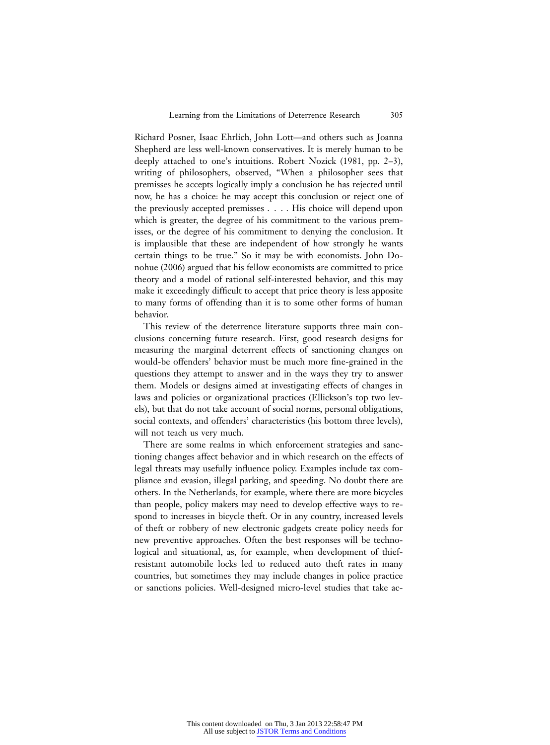Richard Posner, Isaac Ehrlich, John Lott—and others such as Joanna Shepherd are less well-known conservatives. It is merely human to be deeply attached to one's intuitions. Robert Nozick (1981, pp. 2–3), writing of philosophers, observed, "When a philosopher sees that premisses he accepts logically imply a conclusion he has rejected until now, he has a choice: he may accept this conclusion or reject one of the previously accepted premisses . . . . His choice will depend upon which is greater, the degree of his commitment to the various premisses, or the degree of his commitment to denying the conclusion. It is implausible that these are independent of how strongly he wants certain things to be true." So it may be with economists. John Donohue (2006) argued that his fellow economists are committed to price theory and a model of rational self-interested behavior, and this may make it exceedingly difficult to accept that price theory is less apposite to many forms of offending than it is to some other forms of human behavior.

This review of the deterrence literature supports three main conclusions concerning future research. First, good research designs for measuring the marginal deterrent effects of sanctioning changes on would-be offenders' behavior must be much more fine-grained in the questions they attempt to answer and in the ways they try to answer them. Models or designs aimed at investigating effects of changes in laws and policies or organizational practices (Ellickson's top two levels), but that do not take account of social norms, personal obligations, social contexts, and offenders' characteristics (his bottom three levels), will not teach us very much.

There are some realms in which enforcement strategies and sanctioning changes affect behavior and in which research on the effects of legal threats may usefully influence policy. Examples include tax compliance and evasion, illegal parking, and speeding. No doubt there are others. In the Netherlands, for example, where there are more bicycles than people, policy makers may need to develop effective ways to respond to increases in bicycle theft. Or in any country, increased levels of theft or robbery of new electronic gadgets create policy needs for new preventive approaches. Often the best responses will be technological and situational, as, for example, when development of thief-resistant automobile locks led to reduced auto theft rates in many countries, but sometimes they may include changes in police practice or sanctions policies. Well-designed micro-level studies that take ac-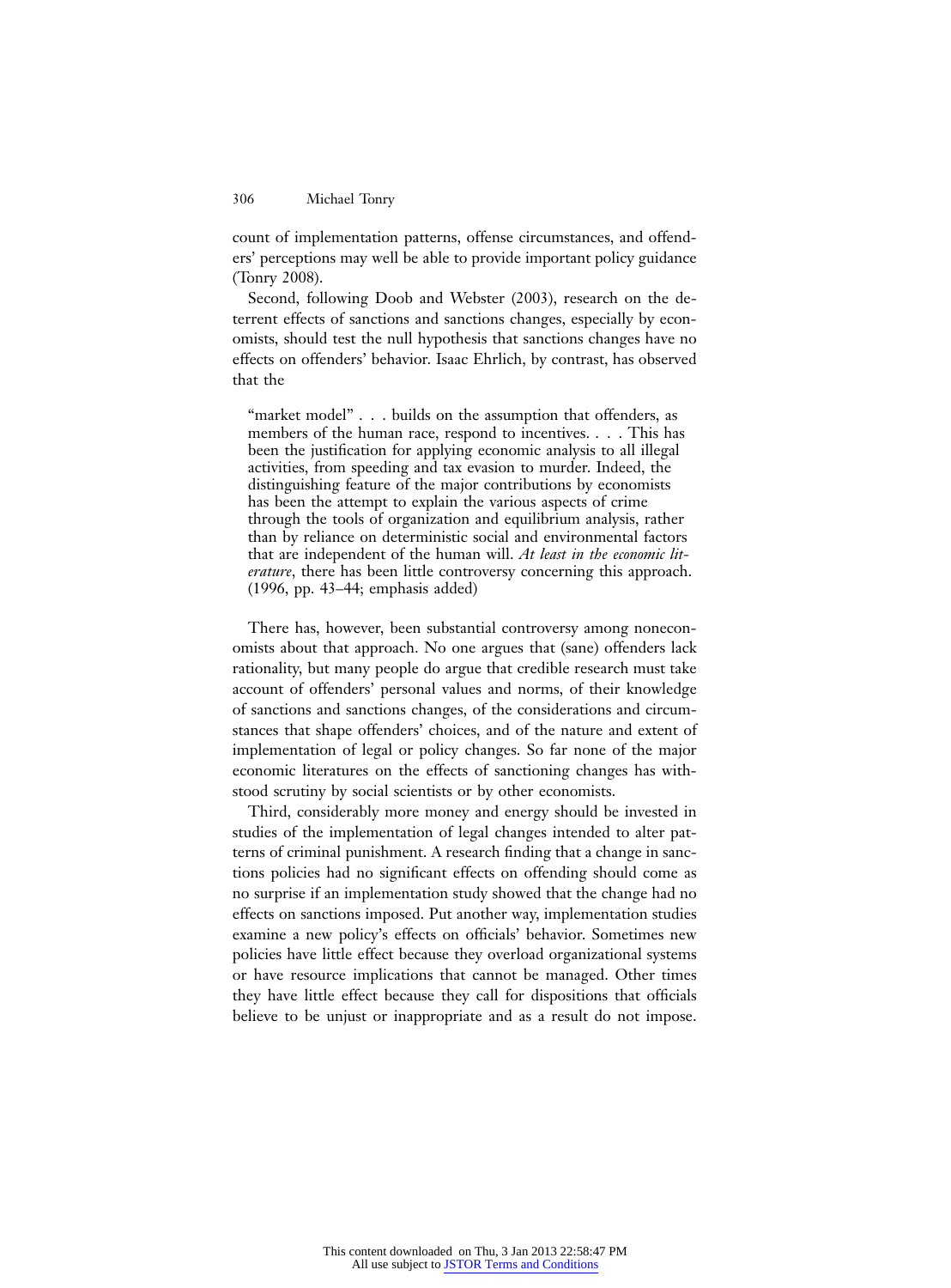count of implementation patterns, offense circumstances, and offenders' perceptions may well be able to provide important policy guidance (Tonry 2008).

Second, following Doob and Webster (2003), research on the deterrent effects of sanctions and sanctions changes, especially by economists, should test the null hypothesis that sanctions changes have no effects on offenders' behavior. Isaac Ehrlich, by contrast, has observed that the

> "market model" . . . builds on the assumption that offenders, as members of the human race, respond to incentives. . . . This has been the justification for applying economic analysis to all illegal activities, from speeding and tax evasion to murder. Indeed, the distinguishing feature of the major contributions by economists has been the attempt to explain the various aspects of crime through the tools of organization and equilibrium analysis, rather than by reliance on deterministic social and environmental factors that are independent of the human will. *At least in the economic literature*, there has been little controversy concerning this approach. (1996, pp. 43–44; emphasis added)

There has, however, been substantial controversy among noneconomists about that approach. No one argues that (sane) offenders lack rationality, but many people do argue that credible research must take account of offenders' personal values and norms, of their knowledge of sanctions and sanctions changes, of the considerations and circumstances that shape offenders' choices, and of the nature and extent of implementation of legal or policy changes. So far none of the major economic literatures on the effects of sanctioning changes has withstood scrutiny by social scientists or by other economists.

Third, considerably more money and energy should be invested in studies of the implementation of legal changes intended to alter patterns of criminal punishment. A research finding that a change in sanctions policies had no significant effects on offending should come as no surprise if an implementation study showed that the change had no effects on sanctions imposed. Put another way, implementation studies examine a new policy's effects on officials' behavior. Sometimes new policies have little effect because they overload organizational systems or have resource implications that cannot be managed. Other times they have little effect because they call for dispositions that officials believe to be unjust or inappropriate and as a result do not impose.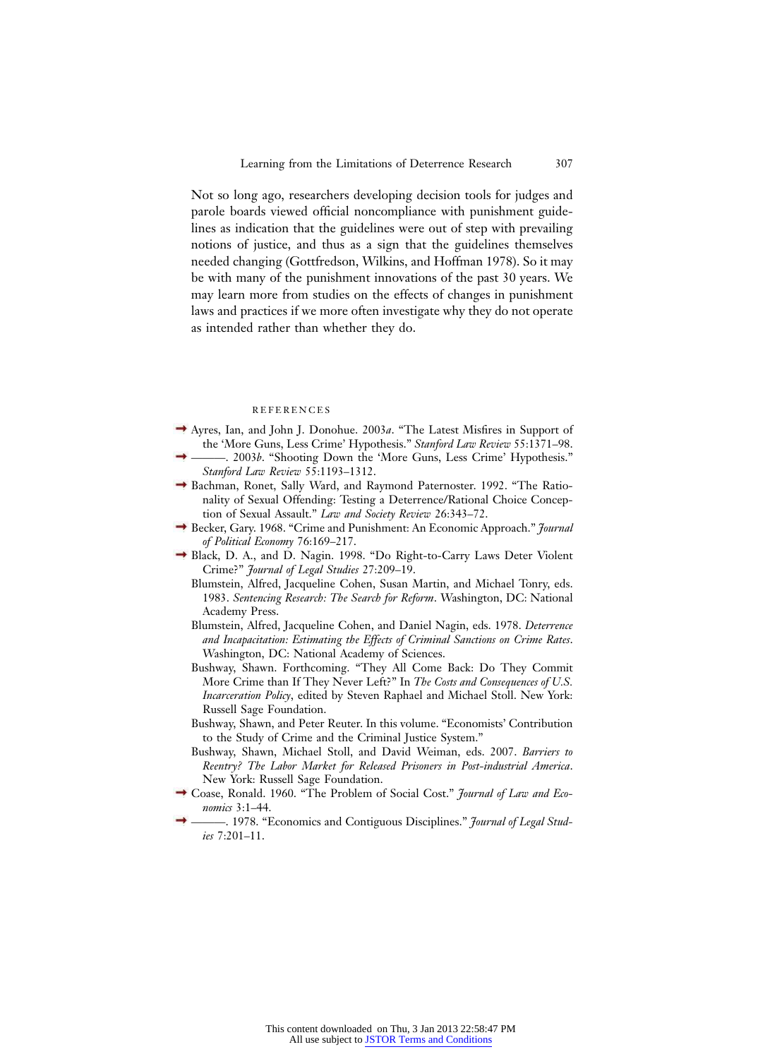Not so long ago, researchers developing decision tools for judges and parole boards viewed official noncompliance with punishment guidelines as indication that the guidelines were out of step with prevailing notions of justice, and thus as a sign that the guidelines themselves needed changing (Gottfredson, Wilkins, and Hoffman 1978). So it may be with many of the punishment innovations of the past 30 years. We may learn more from studies on the effects of changes in punishment laws and practices if we more often investigate why they do not operate as intended rather than whether they do.

## REFERENCES

Ayres, Ian, and John J. Donohue. 2003*a*. "The Latest Misfires in Support of the 'More Guns, Less Crime' Hypothesis." *Stanford Law Review* 55:1371–98.

———. 2003*b*. "Shooting Down the 'More Guns, Less Crime' Hypothesis." *Stanford Law Review* 55:1193–1312.

Bachman, Ronet, Sally Ward, and Raymond Paternoster. 1992. "The Rationality of Sexual Offending: Testing a Deterrence/Rational Choice Conception of Sexual Assault." *Law and Society Review* 26:343–72.

Becker, Gary. 1968. "Crime and Punishment: An Economic Approach." *Journal of Political Economy* 76:169–217.

Black, D. A., and D. Nagin. 1998. "Do Right-to-Carry Laws Deter Violent Crime?" *Journal of Legal Studies* 27:209–19.

Blumstein, Alfred, Jacqueline Cohen, Susan Martin, and Michael Tonry, eds. 1983. *Sentencing Research: The Search for Reform*. Washington, DC: National Academy Press.

Blumstein, Alfred, Jacqueline Cohen, and Daniel Nagin, eds. 1978. *Deterrence and Incapacitation: Estimating the Effects of Criminal Sanctions on Crime Rates*. Washington, DC: National Academy of Sciences.

Bushway, Shawn. Forthcoming. "They All Come Back: Do They Commit More Crime than If They Never Left?" In *The Costs and Consequences of U.S. Incarceration Policy*, edited by Steven Raphael and Michael Stoll. New York: Russell Sage Foundation.

Bushway, Shawn, and Peter Reuter. In this volume. "Economists' Contribution to the Study of Crime and the Criminal Justice System."

Bushway, Shawn, Michael Stoll, and David Weiman, eds. 2007. *Barriers to Reentry? The Labor Market for Released Prisoners in Post-industrial America*. New York: Russell Sage Foundation.

Coase, Ronald. 1960. "The Problem of Social Cost." *Journal of Law and Economics* 3:1–44.

———. 1978. "Economics and Contiguous Disciplines." *Journal of Legal Studies* 7:201–11.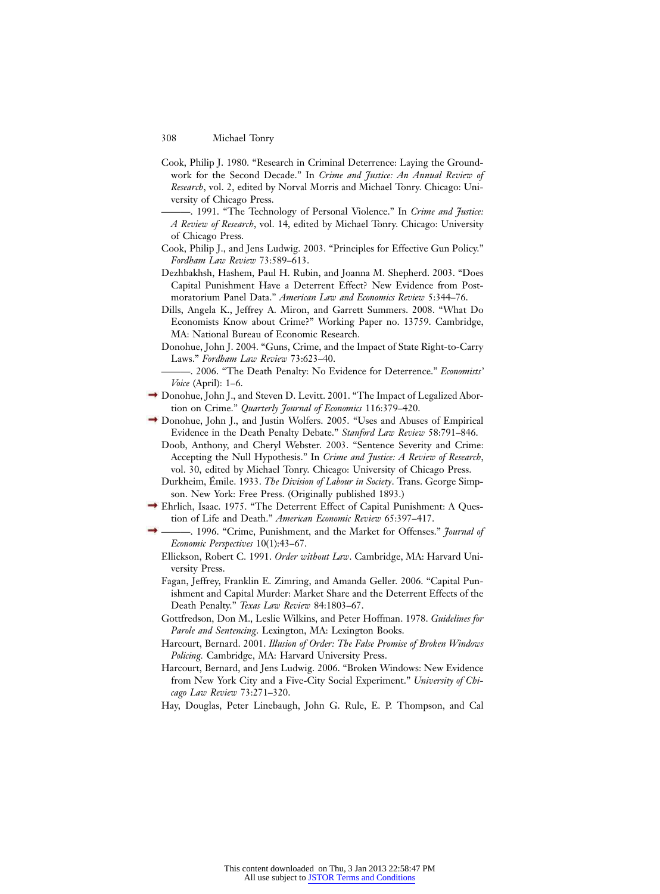Cook, Philip J. 1980. "Research in Criminal Deterrence: Laying the Groundwork for the Second Decade." In *Crime and Justice: An Annual Review of Research*, vol. 2, edited by Norval Morris and Michael Tonry. Chicago: University of Chicago Press.

———. 1991. "The Technology of Personal Violence." In *Crime and Justice: A Review of Research*, vol. 14, edited by Michael Tonry. Chicago: University of Chicago Press.

Cook, Philip J., and Jens Ludwig. 2003. "Principles for Effective Gun Policy." *Fordham Law Review* 73:589–613.

Dezhbakhsh, Hashem, Paul H. Rubin, and Joanna M. Shepherd. 2003. "Does Capital Punishment Have a Deterrent Effect? New Evidence from Postmoratorium Panel Data." *American Law and Economics Review* 5:344–76.

Dills, Angela K., Jeffrey A. Miron, and Garrett Summers. 2008. "What Do Economists Know about Crime?" Working Paper no. 13759. Cambridge, MA: National Bureau of Economic Research.

Donohue, John J. 2004. "Guns, Crime, and the Impact of State Right-to-Carry Laws." *Fordham Law Review* 73:623–40.

———. 2006. "The Death Penalty: No Evidence for Deterrence." *Economists' Voice* (April): 1–6.

Donohue, John J., and Steven D. Levitt. 2001. "The Impact of Legalized Abortion on Crime." *Quarterly Journal of Economics* 116:379–420.

Donohue, John J., and Justin Wolfers. 2005. "Uses and Abuses of Empirical Evidence in the Death Penalty Debate." *Stanford Law Review* 58:791–846.

Doob, Anthony, and Cheryl Webster. 2003. "Sentence Severity and Crime: Accepting the Null Hypothesis." In *Crime and Justice: A Review of Research*, vol. 30, edited by Michael Tonry. Chicago: University of Chicago Press.

Durkheim, Émile. 1933. *The Division of Labour in Society*. Trans. George Simpson. New York: Free Press. (Originally published 1893.)

Ehrlich, Isaac. 1975. "The Deterrent Effect of Capital Punishment: A Question of Life and Death." *American Economic Review* 65:397–417.

———. 1996. "Crime, Punishment, and the Market for Offenses." *Journal of Economic Perspectives* 10(1):43–67.

Ellickson, Robert C. 1991. *Order without Law*. Cambridge, MA: Harvard University Press.

Fagan, Jeffrey, Franklin E. Zimring, and Amanda Geller. 2006. "Capital Punishment and Capital Murder: Market Share and the Deterrent Effects of the Death Penalty." *Texas Law Review* 84:1803–67.

Gottfredson, Don M., Leslie Wilkins, and Peter Hoffman. 1978. *Guidelines for Parole and Sentencing*. Lexington, MA: Lexington Books.

Harcourt, Bernard. 2001. *Illusion of Order: The False Promise of Broken Windows Policing.* Cambridge, MA: Harvard University Press.

Harcourt, Bernard, and Jens Ludwig. 2006. "Broken Windows: New Evidence from New York City and a Five-City Social Experiment." *University of Chicago Law Review* 73:271–320.

Hay, Douglas, Peter Linebaugh, John G. Rule, E. P. Thompson, and Cal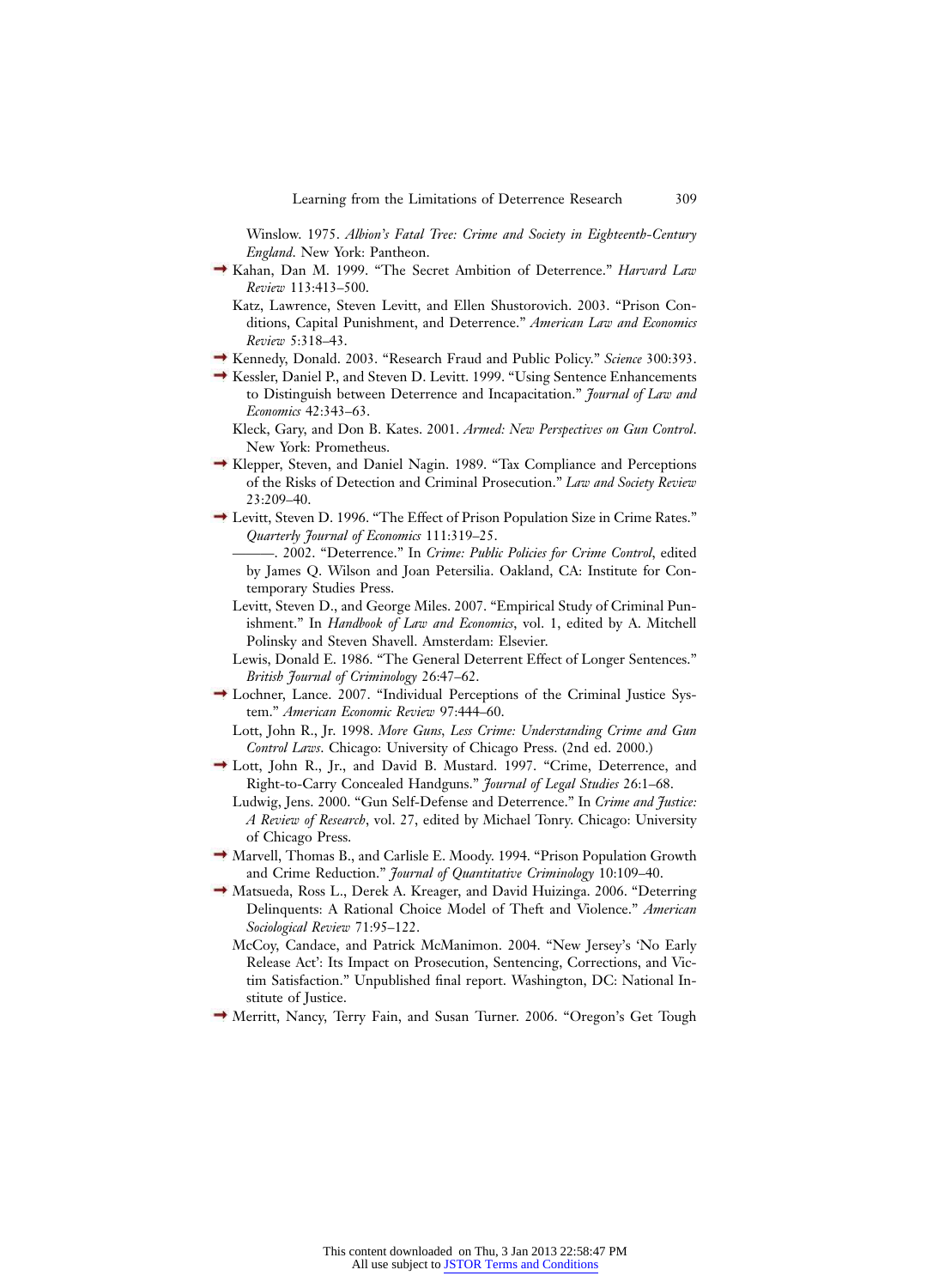Winslow. 1975. *Albion's Fatal Tree: Crime and Society in Eighteenth-Century England*. New York: Pantheon.

Kahan, Dan M. 1999. "The Secret Ambition of Deterrence." *Harvard Law Review* 113:413–500.

Katz, Lawrence, Steven Levitt, and Ellen Shustorovich. 2003. "Prison Conditions, Capital Punishment, and Deterrence." *American Law and Economics Review* 5:318–43.

Kennedy, Donald. 2003. "Research Fraud and Public Policy." *Science* 300:393.

Kessler, Daniel P., and Steven D. Levitt. 1999. "Using Sentence Enhancements to Distinguish between Deterrence and Incapacitation." *Journal of Law and Economics* 42:343–63.

Kleck, Gary, and Don B. Kates. 2001. *Armed: New Perspectives on Gun Control*. New York: Prometheus.

Klepper, Steven, and Daniel Nagin. 1989. "Tax Compliance and Perceptions of the Risks of Detection and Criminal Prosecution." *Law and Society Review* 23:209–40.

Levitt, Steven D. 1996. "The Effect of Prison Population Size in Crime Rates." *Quarterly Journal of Economics* 111:319–25.

———. 2002. "Deterrence." In *Crime: Public Policies for Crime Control*, edited by James Q. Wilson and Joan Petersilia. Oakland, CA: Institute for Contemporary Studies Press.

Levitt, Steven D., and George Miles. 2007. "Empirical Study of Criminal Punishment." In *Handbook of Law and Economics*, vol. 1, edited by A. Mitchell Polinsky and Steven Shavell. Amsterdam: Elsevier.

Lewis, Donald E. 1986. "The General Deterrent Effect of Longer Sentences." *British Journal of Criminology* 26:47–62.

Lochner, Lance. 2007. "Individual Perceptions of the Criminal Justice System." *American Economic Review* 97:444–60.

Lott, John R., Jr. 1998. *More Guns, Less Crime: Understanding Crime and Gun Control Laws*. Chicago: University of Chicago Press. (2nd ed. 2000.)

Lott, John R., Jr., and David B. Mustard. 1997. "Crime, Deterrence, and Right-to-Carry Concealed Handguns." *Journal of Legal Studies* 26:1–68.

Ludwig, Jens. 2000. "Gun Self-Defense and Deterrence." In *Crime and Justice: A Review of Research*, vol. 27, edited by Michael Tonry. Chicago: University of Chicago Press.

Marvell, Thomas B., and Carlisle E. Moody. 1994. "Prison Population Growth and Crime Reduction." *Journal of Quantitative Criminology* 10:109–40.

Matsueda, Ross L., Derek A. Kreager, and David Huizinga. 2006. "Deterring Delinquents: A Rational Choice Model of Theft and Violence." *American Sociological Review* 71:95–122.

McCoy, Candace, and Patrick McManimon. 2004. "New Jersey's 'No Early Release Act': Its Impact on Prosecution, Sentencing, Corrections, and Victim Satisfaction." Unpublished final report. Washington, DC: National Institute of Justice.

Merritt, Nancy, Terry Fain, and Susan Turner. 2006. "Oregon's Get Tough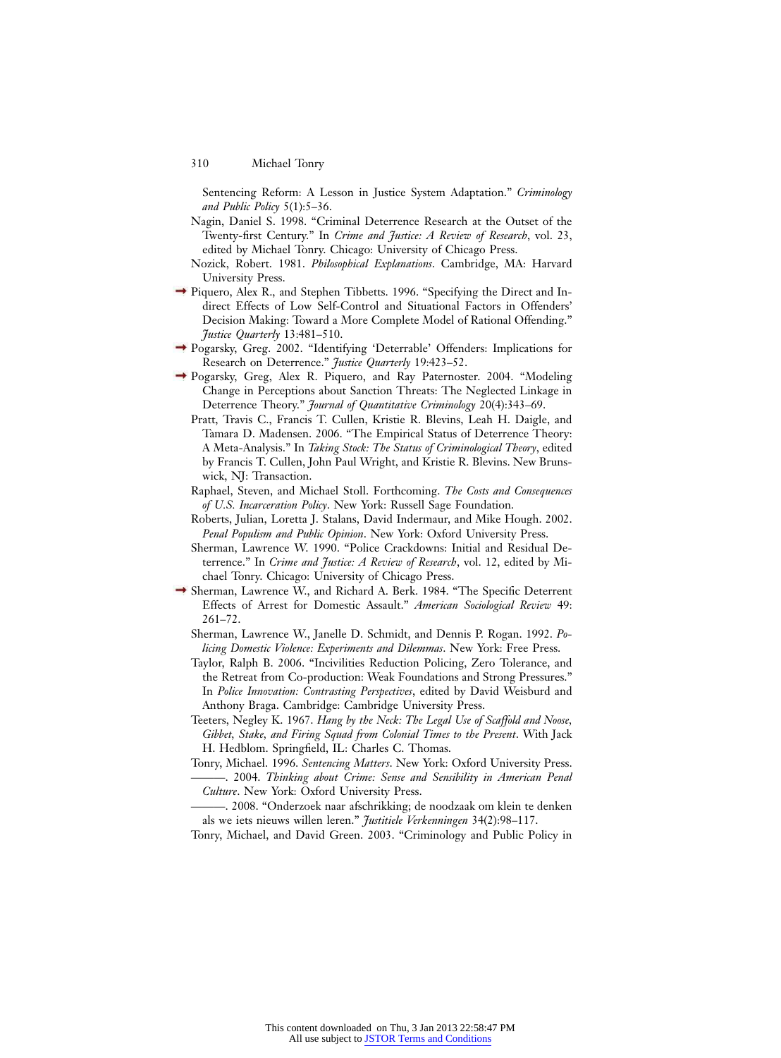Sentencing Reform: A Lesson in Justice System Adaptation." *Criminology and Public Policy* 5(1):5–36.

Nagin, Daniel S. 1998. "Criminal Deterrence Research at the Outset of the Twenty-first Century." In *Crime and Justice: A Review of Research*, vol. 23, edited by Michael Tonry. Chicago: University of Chicago Press.

Nozick, Robert. 1981. *Philosophical Explanations*. Cambridge, MA: Harvard University Press.

Piquero, Alex R., and Stephen Tibbetts. 1996. "Specifying the Direct and Indirect Effects of Low Self-Control and Situational Factors in Offenders' Decision Making: Toward a More Complete Model of Rational Offending." *Justice Quarterly* 13:481–510.

Pogarsky, Greg. 2002. "Identifying 'Deterrable' Offenders: Implications for Research on Deterrence." *Justice Quarterly* 19:423–52.

Pogarsky, Greg, Alex R. Piquero, and Ray Paternoster. 2004. "Modeling Change in Perceptions about Sanction Threats: The Neglected Linkage in Deterrence Theory." *Journal of Quantitative Criminology* 20(4):343–69.

Pratt, Travis C., Francis T. Cullen, Kristie R. Blevins, Leah H. Daigle, and Tamara D. Madensen. 2006. "The Empirical Status of Deterrence Theory: A Meta-Analysis." In *Taking Stock: The Status of Criminological Theory*, edited by Francis T. Cullen, John Paul Wright, and Kristie R. Blevins. New Brunswick, NJ: Transaction.

Raphael, Steven, and Michael Stoll. Forthcoming. *The Costs and Consequences of U.S. Incarceration Policy*. New York: Russell Sage Foundation.

Roberts, Julian, Loretta J. Stalans, David Indermaur, and Mike Hough. 2002. *Penal Populism and Public Opinion*. New York: Oxford University Press.

Sherman, Lawrence W. 1990. "Police Crackdowns: Initial and Residual Deterrence." In *Crime and Justice: A Review of Research*, vol. 12, edited by Michael Tonry. Chicago: University of Chicago Press.

Sherman, Lawrence W., and Richard A. Berk. 1984. "The Specific Deterrent Effects of Arrest for Domestic Assault." *American Sociological Review* 49: 261–72.

Sherman, Lawrence W., Janelle D. Schmidt, and Dennis P. Rogan. 1992. *Policing Domestic Violence: Experiments and Dilemmas*. New York: Free Press.

Taylor, Ralph B. 2006. "Incivilities Reduction Policing, Zero Tolerance, and the Retreat from Co-production: Weak Foundations and Strong Pressures." In *Police Innovation: Contrasting Perspectives*, edited by David Weisburd and Anthony Braga. Cambridge: Cambridge University Press.

Teeters, Negley K. 1967. *Hang by the Neck: The Legal Use of Scaffold and Noose, Gibbet, Stake, and Firing Squad from Colonial Times to the Present*. With Jack H. Hedblom. Springfield, IL: Charles C. Thomas.

Tonry, Michael. 1996. *Sentencing Matters*. New York: Oxford University Press.

———. 2004. *Thinking about Crime: Sense and Sensibility in American Penal Culture*. New York: Oxford University Press.

———. 2008. "Onderzoek naar afschrikking; de noodzaak om klein te denken als we iets nieuws willen leren." *Justitiele Verkenningen* 34(2):98–117.

Tonry, Michael, and David Green. 2003. "Criminology and Public Policy in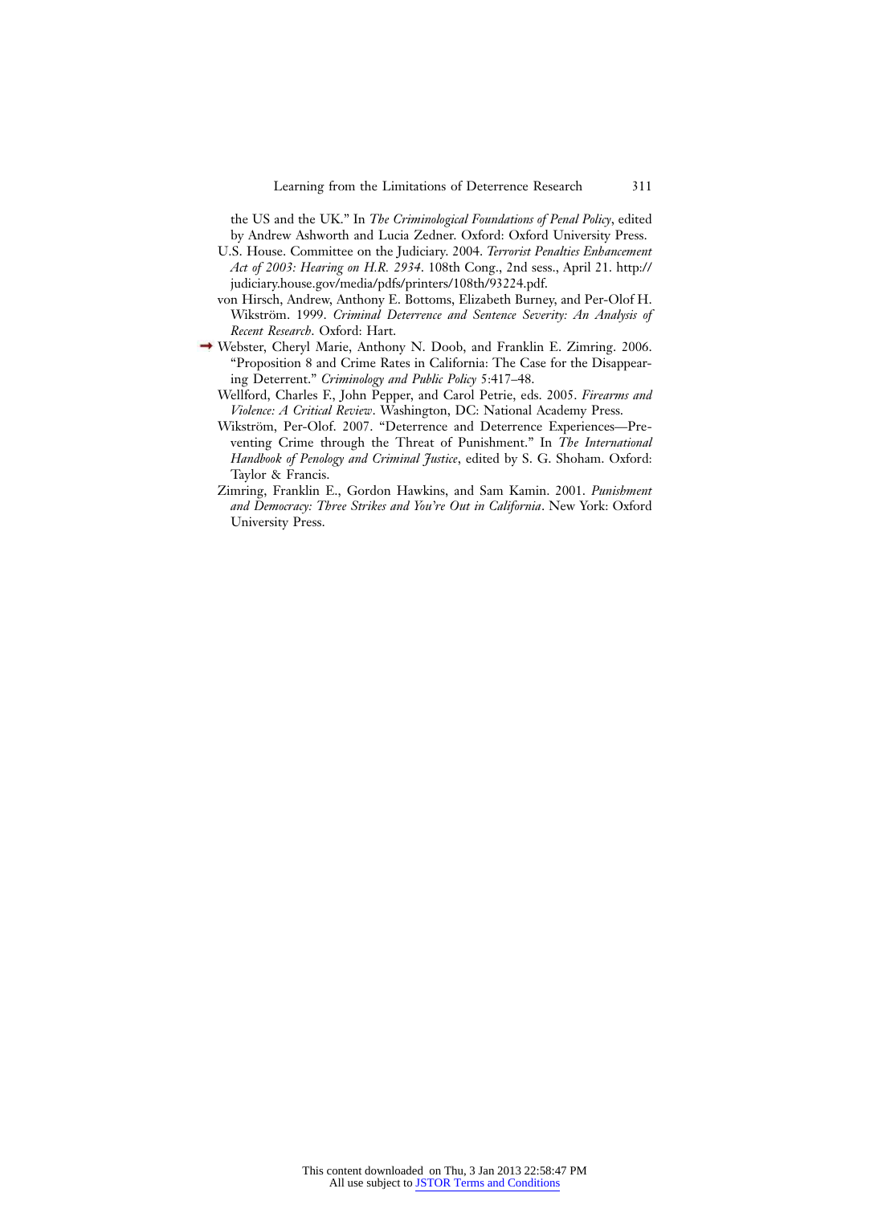the US and the UK." In *The Criminological Foundations of Penal Policy*, edited by Andrew Ashworth and Lucia Zedner. Oxford: Oxford University Press.

U.S. House. Committee on the Judiciary. 2004. *Terrorist Penalties Enhancement Act of 2003: Hearing on H.R. 2934*. 108th Cong., 2nd sess., April 21. http://judiciary.house.gov/media/pdfs/printers/108th/93224.pdf.

von Hirsch, Andrew, Anthony E. Bottoms, Elizabeth Burney, and Per-Olof H. Wikström. 1999. *Criminal Deterrence and Sentence Severity: An Analysis of Recent Research*. Oxford: Hart.

Webster, Cheryl Marie, Anthony N. Doob, and Franklin E. Zimring. 2006. "Proposition 8 and Crime Rates in California: The Case for the Disappearing Deterrent." *Criminology and Public Policy* 5:417–48.

Wellford, Charles F., John Pepper, and Carol Petrie, eds. 2005. *Firearms and Violence: A Critical Review*. Washington, DC: National Academy Press.

Wikström, Per-Olof. 2007. "Deterrence and Deterrence Experiences—Preventing Crime through the Threat of Punishment." In *The International Handbook of Penology and Criminal Justice*, edited by S. G. Shoham. Oxford: Taylor & Francis.

Zimring, Franklin E., Gordon Hawkins, and Sam Kamin. 2001. *Punishment and Democracy: Three Strikes and You're Out in California*. New York: Oxford University Press.